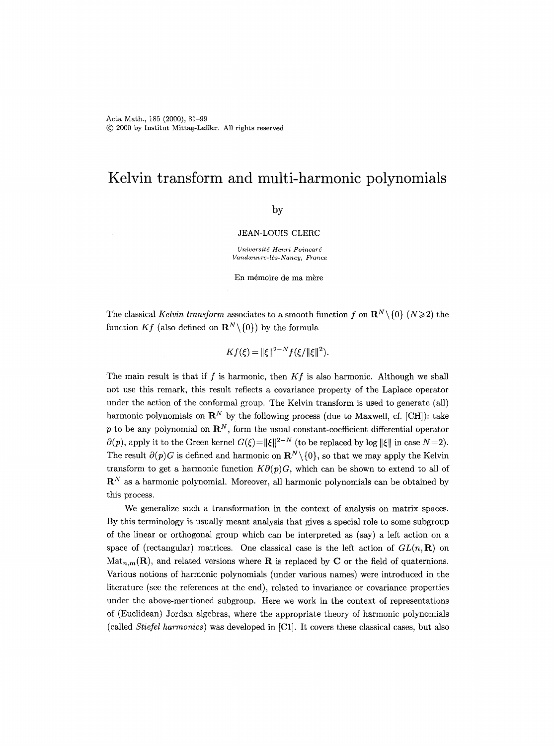# Kelvin transform and multi-harmonic polynomials

by

JEAN-LOUIS CLERC

*Université Henri Poincaré*
*Vandœuvre-lès-Nancy, France*

En mémoire de ma mère

The classical *Kelvin transform* associates to a smooth function $f$ on $\mathbf{R}^N\setminus\{0\}$ ($N\geqslant 2$) the function $Kf$ (also defined on $\mathbf{R}^N\setminus\{0\}$) by the formula

$$Kf(\xi)=\|\xi\|^{2-N}f(\xi/\|\xi\|^2).$$

The main result is that if $f$ is harmonic, then $Kf$ is also harmonic. Although we shall not use this remark, this result reflects a covariance property of the Laplace operator under the action of the conformal group. The Kelvin transform is used to generate (all) harmonic polynomials on $\mathbf{R}^N$ by the following process (due to Maxwell, cf. [CH]): take $p$ to be any polynomial on $\mathbf{R}^N$, form the usual constant-coefficient differential operator $\partial(p)$, apply it to the Green kernel $G(\xi)=\|\xi\|^{2-N}$ (to be replaced by $\log\|\xi\|$ in case $N=2$). The result $\partial(p)G$ is defined and harmonic on $\mathbf{R}^N\setminus\{0\}$, so that we may apply the Kelvin transform to get a harmonic function $K\partial(p)G$, which can be shown to extend to all of $\mathbf{R}^N$ as a harmonic polynomial. Moreover, all harmonic polynomials can be obtained by this process.

We generalize such a transformation in the context of analysis on matrix spaces. By this terminology is usually meant analysis that gives a special role to some subgroup of the linear or orthogonal group which can be interpreted as (say) a left action on a space of (rectangular) matrices. One classical case is the left action of $GL(n,\mathbf{R})$ on $\mathrm{Mat}_{n,m}(\mathbf{R})$, and related versions where $\mathbf{R}$ is replaced by $\mathbf{C}$ or the field of quaternions. Various notions of harmonic polynomials (under various names) were introduced in the literature (see the references at the end), related to invariance or covariance properties under the above-mentioned subgroup. Here we work in the context of representations of (Euclidean) Jordan algebras, where the appropriate theory of harmonic polynomials (called *Stiefel harmonics*) was developed in [C1]. It covers these classical cases, but also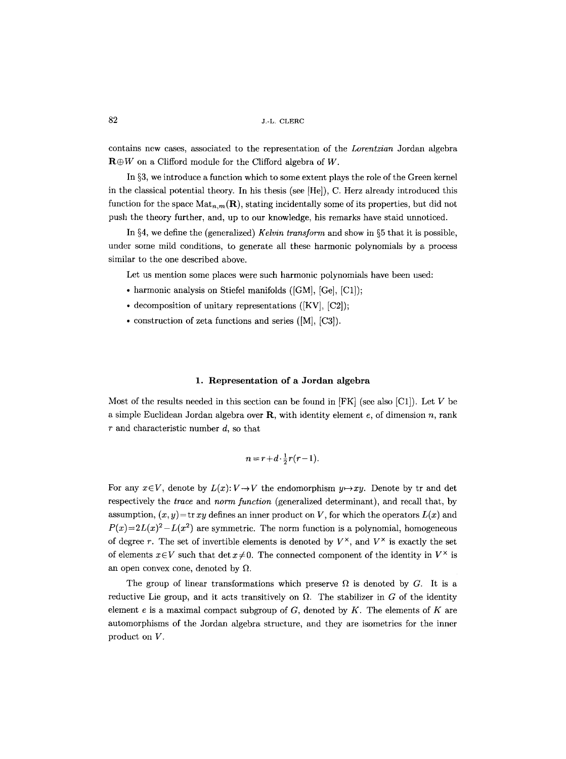contains new cases, associated to the representation of the *Lorentzian* Jordan algebra $\mathbf{R}\oplus W$ on a Clifford module for the Clifford algebra of $W$.

In §3, we introduce a function which to some extent plays the role of the Green kernel in the classical potential theory. In his thesis (see [He]), C. Herz already introduced this function for the space $\mathrm{Mat}_{n,m}(\mathbf{R})$, stating incidentally some of its properties, but did not push the theory further, and, up to our knowledge, his remarks have staid unnoticed.

In §4, we define the (generalized) *Kelvin transform* and show in §5 that it is possible, under some mild conditions, to generate all these harmonic polynomials by a process similar to the one described above.

Let us mention some places were such harmonic polynomials have been used:

- harmonic analysis on Stiefel manifolds ([GM], [Ge], [C1]);
- decomposition of unitary representations ([KV], [C2]);
- construction of zeta functions and series ([M], [C3]).

## 1. Representation of a Jordan algebra

Most of the results needed in this section can be found in [FK] (see also [C1]). Let $V$ be a simple Euclidean Jordan algebra over $\mathbf{R}$, with identity element $e$, of dimension $n$, rank $r$ and characteristic number $d$, so that

$$n = r + d\cdot\tfrac{1}{2}r(r-1).$$

For any $x\in V$, denote by $L(x)\colon V\to V$ the endomorphism $y\mapsto xy$. Denote by tr and det respectively the *trace* and *norm function* (generalized determinant), and recall that, by assumption, $(x,y)=\operatorname{tr} xy$ defines an inner product on $V$, for which the operators $L(x)$ and $P(x)=2L(x)^2-L(x^2)$ are symmetric. The norm function is a polynomial, homogeneous of degree $r$. The set of invertible elements is denoted by $V^\times$, and $V^\times$ is exactly the set of elements $x\in V$ such that $\det x\neq 0$. The connected component of the identity in $V^\times$ is an open convex cone, denoted by $\Omega$.

The group of linear transformations which preserve $\Omega$ is denoted by $G$. It is a reductive Lie group, and it acts transitively on $\Omega$. The stabilizer in $G$ of the identity element $e$ is a maximal compact subgroup of $G$, denoted by $K$. The elements of $K$ are automorphisms of the Jordan algebra structure, and they are isometries for the inner product on $V$.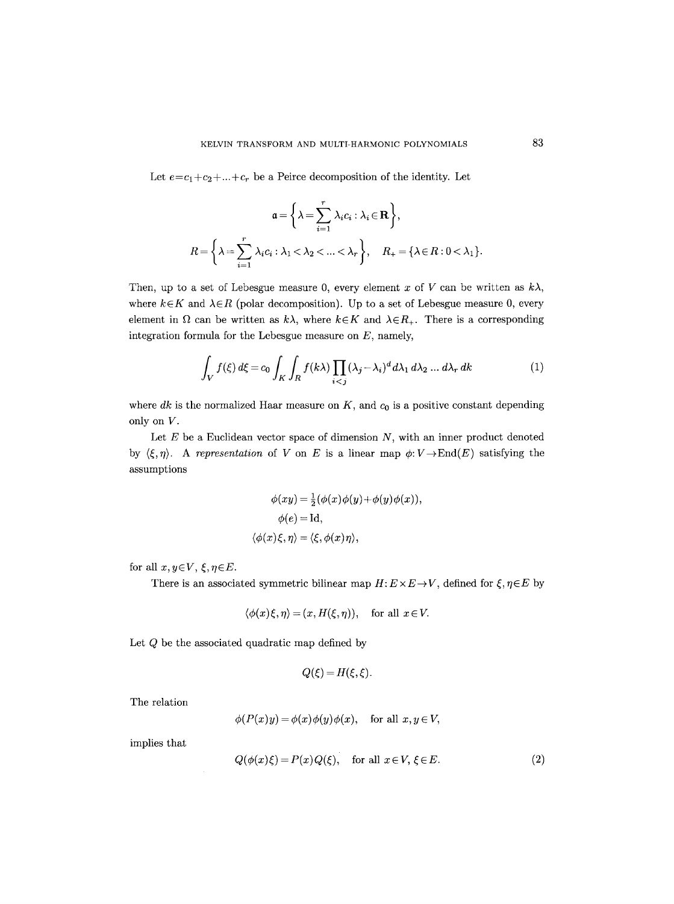Let $e=c_1+c_2+...+c_r$ be a Peirce decomposition of the identity. Let

$$\mathfrak{a}=\left\{\lambda=\sum_{i=1}^{r}\lambda_i c_i : \lambda_i\in\mathbf{R}\right\},$$

$$R=\left\{\lambda=\sum_{i=1}^{r}\lambda_i c_i : \lambda_1<\lambda_2<...<\lambda_r\right\},\quad R_+=\{\lambda\in R: 0<\lambda_1\}.$$

Then, up to a set of Lebesgue measure 0, every element $x$ of $V$ can be written as $k\lambda$, where $k\in K$ and $\lambda\in R$ (polar decomposition). Up to a set of Lebesgue measure 0, every element in $\Omega$ can be written as $k\lambda$, where $k\in K$ and $\lambda\in R_+$. There is a corresponding integration formula for the Lebesgue measure on $E$, namely,

$$\int_V f(\xi)\,d\xi=c_0\int_K\int_R f(k\lambda)\prod_{i<j}(\lambda_j-\lambda_i)^d\,d\lambda_1\,d\lambda_2\,...\,d\lambda_r\,dk \tag{1}$$

where $dk$ is the normalized Haar measure on $K$, and $c_0$ is a positive constant depending only on $V$.

Let $E$ be a Euclidean vector space of dimension $N$, with an inner product denoted by $\langle\xi,\eta\rangle$. A *representation* of $V$ on $E$ is a linear map $\phi: V\to\mathrm{End}(E)$ satisfying the assumptions

$$\phi(xy)=\tfrac{1}{2}(\phi(x)\phi(y)+\phi(y)\phi(x)),$$
$$\phi(e)=\mathrm{Id},$$
$$\langle\phi(x)\xi,\eta\rangle=\langle\xi,\phi(x)\eta\rangle,$$

for all $x,y\in V$, $\xi,\eta\in E$.

There is an associated symmetric bilinear map $H: E\times E\to V$, defined for $\xi,\eta\in E$ by

$$\langle\phi(x)\xi,\eta\rangle=(x,H(\xi,\eta)),\quad \text{for all } x\in V.$$

Let $Q$ be the associated quadratic map defined by

$$Q(\xi)=H(\xi,\xi).$$

The relation

$$\phi(P(x)y)=\phi(x)\phi(y)\phi(x),\quad \text{for all } x,y\in V,$$

implies that

$$Q(\phi(x)\xi)=P(x)Q(\xi),\quad \text{for all } x\in V,\ \xi\in E. \tag{2}$$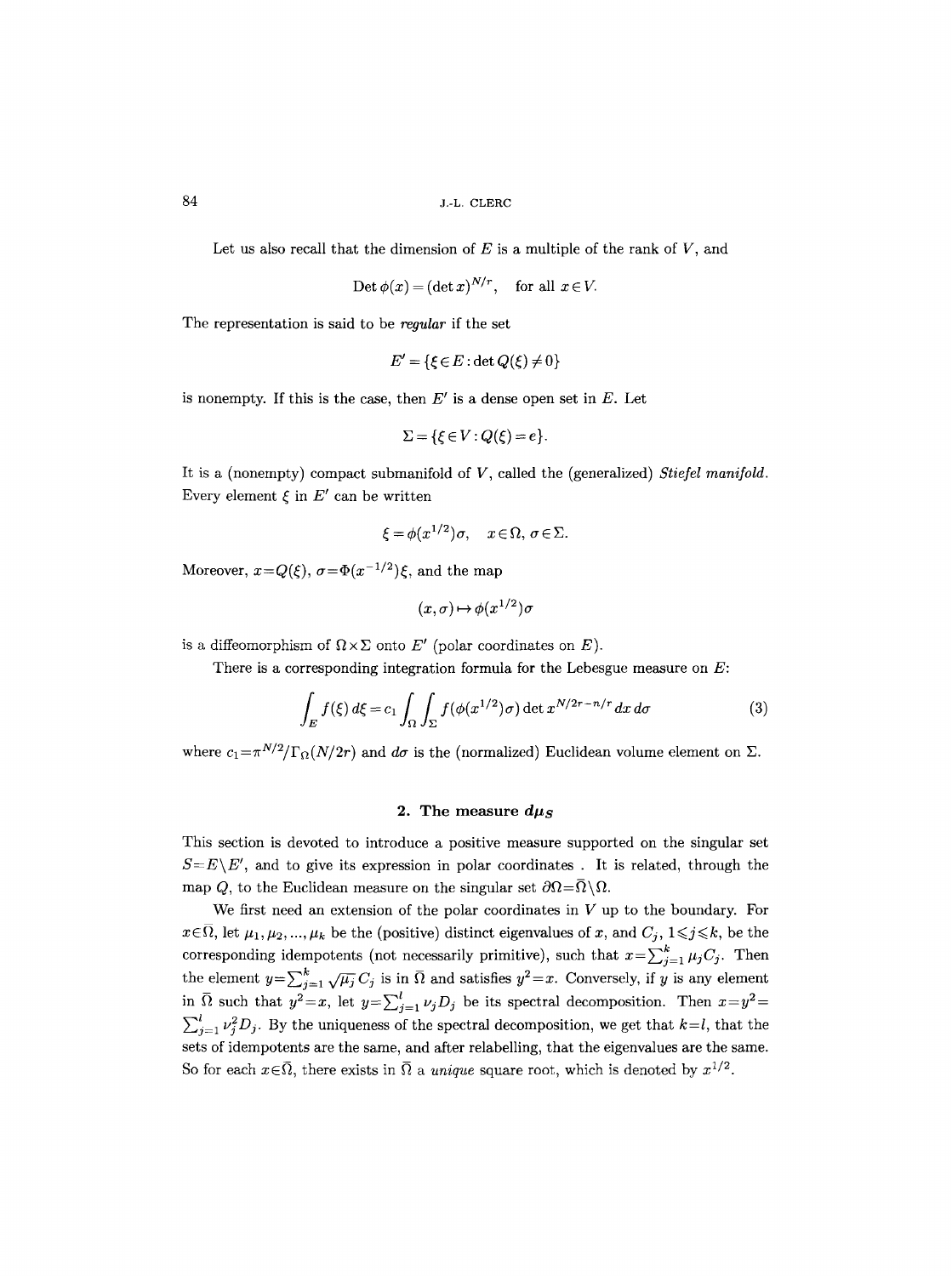Let us also recall that the dimension of $E$ is a multiple of the rank of $V$, and

$$\operatorname{Det} \phi(x) = (\det x)^{N/r}, \quad \text{for all } x \in V.$$

The representation is said to be *regular* if the set

$$E' = \{\xi \in E : \det Q(\xi) \neq 0\}$$

is nonempty. If this is the case, then $E'$ is a dense open set in $E$. Let

$$\Sigma = \{\xi \in V : Q(\xi) = e\}.$$

It is a (nonempty) compact submanifold of $V$, called the (generalized) *Stiefel manifold*. Every element $\xi$ in $E'$ can be written

$$\xi = \phi(x^{1/2})\sigma, \quad x \in \Omega, \ \sigma \in \Sigma.$$

Moreover, $x = Q(\xi)$, $\sigma = \Phi(x^{-1/2})\xi$, and the map

$$(x, \sigma) \mapsto \phi(x^{1/2})\sigma$$

is a diffeomorphism of $\Omega \times \Sigma$ onto $E'$ (polar coordinates on $E$).

There is a corresponding integration formula for the Lebesgue measure on $E$:

$$\int_E f(\xi)\, d\xi = c_1 \int_\Omega \int_\Sigma f(\phi(x^{1/2})\sigma) \det x^{N/2r - n/r}\, dx\, d\sigma \tag{3}$$

where $c_1 = \pi^{N/2}/\Gamma_\Omega(N/2r)$ and $d\sigma$ is the (normalized) Euclidean volume element on $\Sigma$.

## 2. The measure $d\mu_S$

This section is devoted to introduce a positive measure supported on the singular set $S = E \setminus E'$, and to give its expression in polar coordinates . It is related, through the map $Q$, to the Euclidean measure on the singular set $\partial\Omega = \bar{\Omega} \setminus \Omega$.

We first need an extension of the polar coordinates in $V$ up to the boundary. For $x \in \bar{\Omega}$, let $\mu_1, \mu_2, \ldots, \mu_k$ be the (positive) distinct eigenvalues of $x$, and $C_j$, $1 \leqslant j \leqslant k$, be the corresponding idempotents (not necessarily primitive), such that $x = \sum_{j=1}^k \mu_j C_j$. Then the element $y = \sum_{j=1}^k \sqrt{\mu_j}\, C_j$ is in $\bar{\Omega}$ and satisfies $y^2 = x$. Conversely, if $y$ is any element in $\bar{\Omega}$ such that $y^2 = x$, let $y = \sum_{j=1}^l \nu_j D_j$ be its spectral decomposition. Then $x = y^2 = \sum_{j=1}^l \nu_j^2 D_j$. By the uniqueness of the spectral decomposition, we get that $k = l$, that the sets of idempotents are the same, and after relabelling, that the eigenvalues are the same. So for each $x \in \bar{\Omega}$, there exists in $\bar{\Omega}$ a *unique* square root, which is denoted by $x^{1/2}$.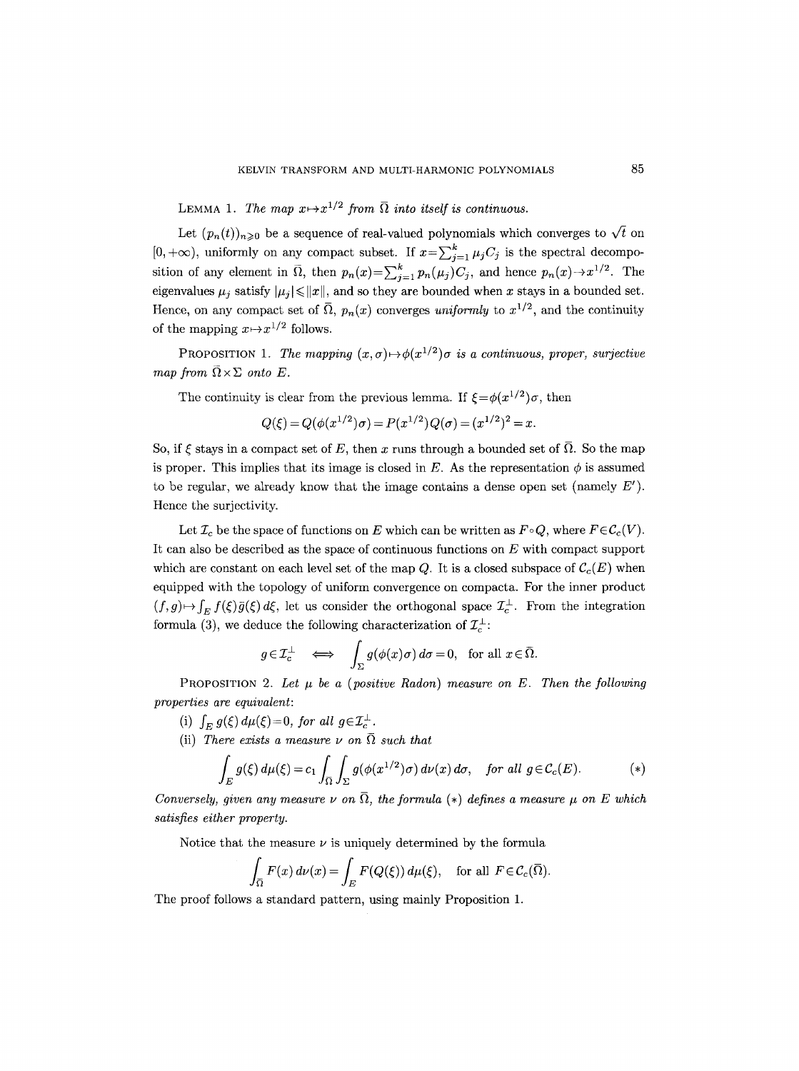**Lemma 1.** *The map $x \mapsto x^{1/2}$ from $\bar{\Omega}$ into itself is continuous.*

Let $(p_n(t))_{n \geqslant 0}$ be a sequence of real-valued polynomials which converges to $\sqrt{t}$ on $[0, +\infty)$, uniformly on any compact subset. If $x = \sum_{j=1}^{k} \mu_j C_j$ is the spectral decomposition of any element in $\bar{\Omega}$, then $p_n(x) = \sum_{j=1}^{k} p_n(\mu_j) C_j$, and hence $p_n(x) \to x^{1/2}$. The eigenvalues $\mu_j$ satisfy $|\mu_j| \leqslant \|x\|$, and so they are bounded when $x$ stays in a bounded set. Hence, on any compact set of $\bar{\Omega}$, $p_n(x)$ converges *uniformly* to $x^{1/2}$, and the continuity of the mapping $x \mapsto x^{1/2}$ follows.

**Proposition 1.** *The mapping $(x, \sigma) \mapsto \phi(x^{1/2})\sigma$ is a continuous, proper, surjective map from $\bar{\Omega} \times \Sigma$ onto $E$.*

The continuity is clear from the previous lemma. If $\xi = \phi(x^{1/2})\sigma$, then

$$Q(\xi) = Q(\phi(x^{1/2})\sigma) = P(x^{1/2})Q(\sigma) = (x^{1/2})^2 = x.$$

So, if $\xi$ stays in a compact set of $E$, then $x$ runs through a bounded set of $\bar{\Omega}$. So the map is proper. This implies that its image is closed in $E$. As the representation $\phi$ is assumed to be regular, we already know that the image contains a dense open set (namely $E'$). Hence the surjectivity.

Let $\mathcal{I}_c$ be the space of functions on $E$ which can be written as $F \circ Q$, where $F \in \mathcal{C}_c(V)$. It can also be described as the space of continuous functions on $E$ with compact support which are constant on each level set of the map $Q$. It is a closed subspace of $\mathcal{C}_c(E)$ when equipped with the topology of uniform convergence on compacta. For the inner product $(f, g) \mapsto \int_E f(\xi)\bar{g}(\xi)\, d\xi$, let us consider the orthogonal space $\mathcal{I}_c^{\perp}$. From the integration formula (3), we deduce the following characterization of $\mathcal{I}_c^{\perp}$:

$$g \in \mathcal{I}_c^{\perp} \iff \int_{\Sigma} g(\phi(x)\sigma)\, d\sigma = 0, \quad \text{for all } x \in \bar{\Omega}.$$

**Proposition 2.** *Let $\mu$ be a (positive Radon) measure on $E$. Then the following properties are equivalent:*

(i) *$\int_E g(\xi)\, d\mu(\xi) = 0$, for all $g \in \mathcal{I}_c^{\perp}$.*

(ii) *There exists a measure $\nu$ on $\bar{\Omega}$ such that*

$$\int_E g(\xi)\, d\mu(\xi) = c_1 \int_{\bar{\Omega}} \int_{\Sigma} g(\phi(x^{1/2})\sigma)\, d\nu(x)\, d\sigma, \quad \text{for all } g \in \mathcal{C}_c(E). \tag{$*$}$$

*Conversely, given any measure $\nu$ on $\bar{\Omega}$, the formula $(*)$ defines a measure $\mu$ on $E$ which satisfies either property.*

Notice that the measure $\nu$ is uniquely determined by the formula

$$\int_{\bar{\Omega}} F(x)\, d\nu(x) = \int_E F(Q(\xi))\, d\mu(\xi), \quad \text{for all } F \in \mathcal{C}_c(\bar{\Omega}).$$

The proof follows a standard pattern, using mainly Proposition 1.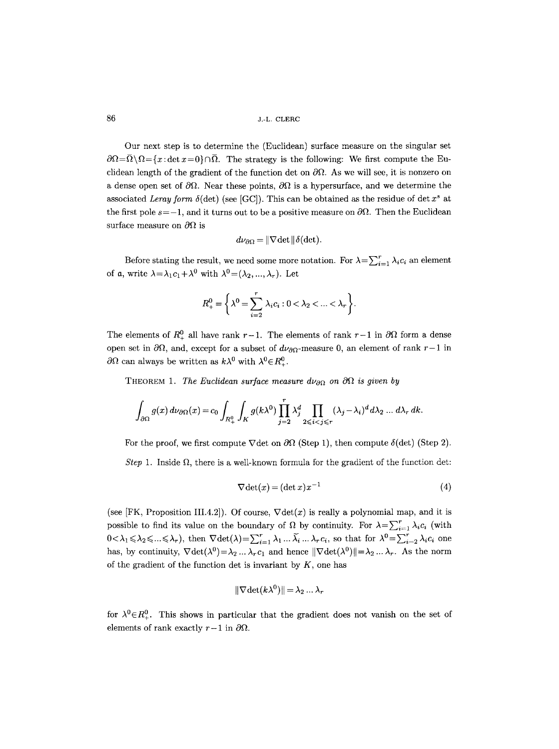Our next step is to determine the (Euclidean) surface measure on the singular set $\partial\Omega = \bar{\Omega}\setminus\Omega = \{x : \det x = 0\}\cap\bar{\Omega}$. The strategy is the following: We first compute the Euclidean length of the gradient of the function det on $\partial\Omega$. As we will see, it is nonzero on a dense open set of $\partial\Omega$. Near these points, $\partial\Omega$ is a hypersurface, and we determine the associated *Leray form* $\delta(\det)$ (see [GC]). This can be obtained as the residue of $\det x^s$ at the first pole $s=-1$, and it turns out to be a positive measure on $\partial\Omega$. Then the Euclidean surface measure on $\partial\Omega$ is

$$d\nu_{\partial\Omega} = \|\nabla \det\|\,\delta(\det).$$

Before stating the result, we need some more notation. For $\lambda = \sum_{i=1}^r \lambda_i c_i$ an element of $\mathfrak{a}$, write $\lambda = \lambda_1 c_1 + \lambda^0$ with $\lambda^0 = (\lambda_2, ..., \lambda_r)$. Let

$$R_+^0 = \left\{ \lambda^0 = \sum_{i=2}^r \lambda_i c_i : 0 < \lambda_2 < ... < \lambda_r \right\}.$$

The elements of $R_+^0$ all have rank $r-1$. The elements of rank $r-1$ in $\partial\Omega$ form a dense open set in $\partial\Omega$, and, except for a subset of $d\nu_{\partial\Omega}$-measure 0, an element of rank $r-1$ in $\partial\Omega$ can always be written as $k\lambda^0$ with $\lambda^0 \in R_+^0$.

THEOREM 1. *The Euclidean surface measure $d\nu_{\partial\Omega}$ on $\partial\Omega$ is given by*

$$\int_{\partial\Omega} g(x)\,d\nu_{\partial\Omega}(x) = c_0 \int_{R_+^0}\int_K g(k\lambda^0) \prod_{j=2}^r \lambda_j^d \prod_{2\leqslant i<j\leqslant r} (\lambda_j - \lambda_i)^d \,d\lambda_2 \dots d\lambda_r\,dk.$$

For the proof, we first compute $\nabla\det$ on $\partial\Omega$ (Step 1), then compute $\delta(\det)$ (Step 2).

*Step* 1. Inside $\Omega$, there is a well-known formula for the gradient of the function det:

$$\nabla \det(x) = (\det x)x^{-1} \tag{4}$$

(see [FK, Proposition III.4.2]). Of course, $\nabla\det(x)$ is really a polynomial map, and it is possible to find its value on the boundary of $\Omega$ by continuity. For $\lambda = \sum_{i=1}^r \lambda_i c_i$ (with $0 < \lambda_1 \leqslant \lambda_2 \leqslant ... \leqslant \lambda_r$), then $\nabla\det(\lambda) = \sum_{i=1}^r \lambda_1 \dots \check{\lambda}_i \dots \lambda_r c_i$, so that for $\lambda^0 = \sum_{i=2}^r \lambda_i c_i$ one has, by continuity, $\nabla\det(\lambda^0) = \lambda_2 \dots \lambda_r c_1$ and hence $\|\nabla\det(\lambda^0)\| = \lambda_2 \dots \lambda_r$. As the norm of the gradient of the function det is invariant by $K$, one has

$$\|\nabla\det(k\lambda^0)\| = \lambda_2 \dots \lambda_r$$

for $\lambda^0 \in R_+^0$. This shows in particular that the gradient does not vanish on the set of elements of rank exactly $r-1$ in $\partial\Omega$.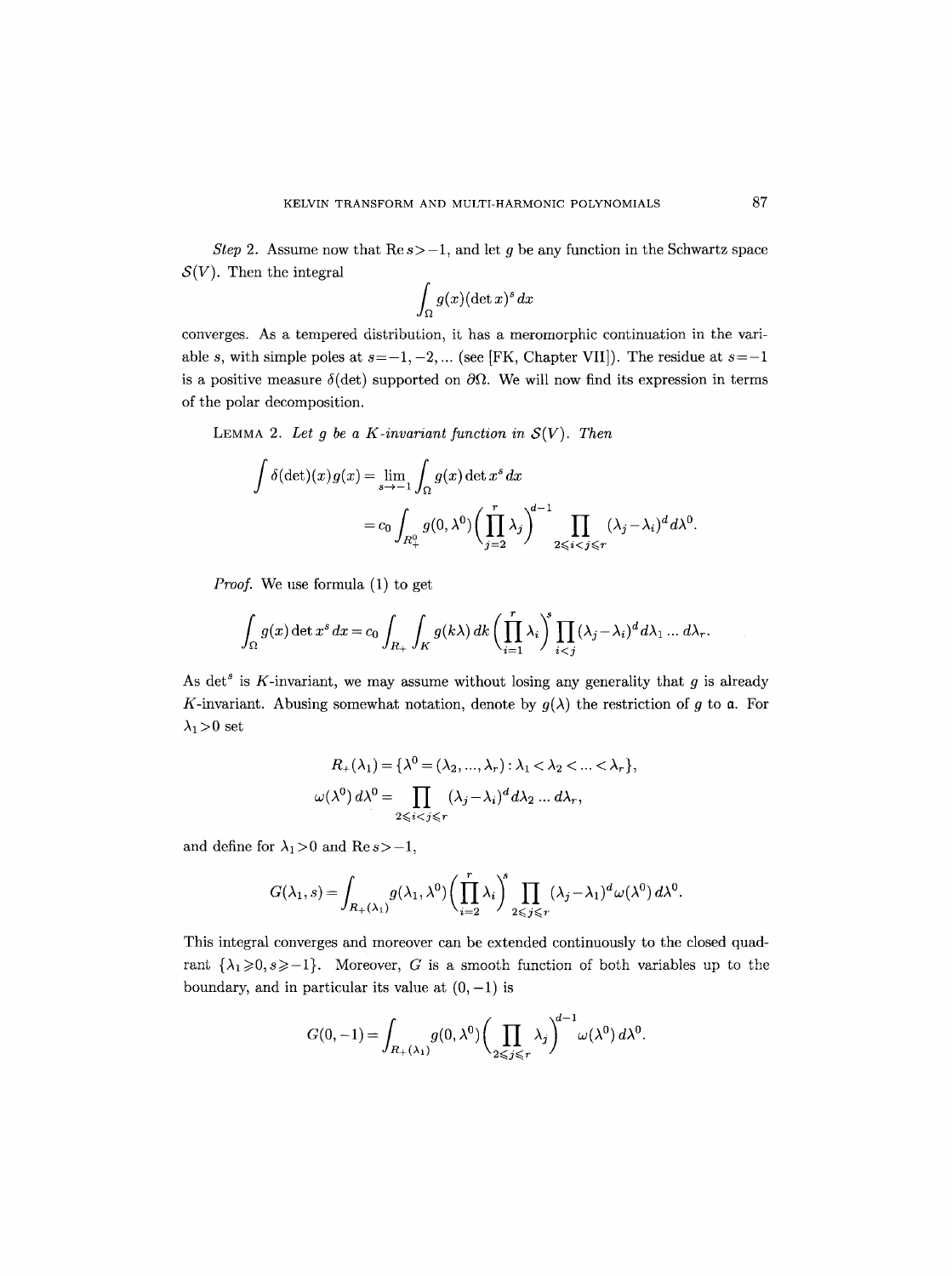*Step* 2. Assume now that $\operatorname{Re} s > -1$, and let $g$ be any function in the Schwartz space $\mathcal{S}(V)$. Then the integral

$$\int_\Omega g(x)(\det x)^s \, dx$$

converges. As a tempered distribution, it has a meromorphic continuation in the variable $s$, with simple poles at $s=-1,-2,\ldots$ (see [FK, Chapter VII]). The residue at $s=-1$ is a positive measure $\delta(\det)$ supported on $\partial\Omega$. We will now find its expression in terms of the polar decomposition.

LEMMA 2. *Let $g$ be a $K$-invariant function in $\mathcal{S}(V)$. Then*

$$\int \delta(\det)(x) g(x) = \lim_{s\to -1} \int_\Omega g(x) \det x^s \, dx$$
$$= c_0 \int_{R_+^0} g(0,\lambda^0) \Big( \prod_{j=2}^r \lambda_j \Big)^{d-1} \prod_{2\leqslant i<j\leqslant r} (\lambda_j - \lambda_i)^d \, d\lambda^0.$$

*Proof.* We use formula (1) to get

$$\int_\Omega g(x) \det x^s \, dx = c_0 \int_{R_+} \int_K g(k\lambda) \, dk \Big( \prod_{i=1}^r \lambda_i \Big)^s \prod_{i<j} (\lambda_j - \lambda_i)^d \, d\lambda_1 \ldots d\lambda_r.$$

As $\det^s$ is $K$-invariant, we may assume without losing any generality that $g$ is already $K$-invariant. Abusing somewhat notation, denote by $g(\lambda)$ the restriction of $g$ to $\mathfrak{a}$. For $\lambda_1 > 0$ set

$$R_+(\lambda_1) = \{\lambda^0 = (\lambda_2, \ldots, \lambda_r) : \lambda_1 < \lambda_2 < \ldots < \lambda_r\},$$
$$\omega(\lambda^0)\, d\lambda^0 = \prod_{2\leqslant i<j\leqslant r} (\lambda_j - \lambda_i)^d \, d\lambda_2 \ldots d\lambda_r,$$

and define for $\lambda_1 > 0$ and $\operatorname{Re} s > -1$,

$$G(\lambda_1, s) = \int_{R_+(\lambda_1)} g(\lambda_1, \lambda^0) \Big( \prod_{i=2}^r \lambda_i \Big)^s \prod_{2\leqslant j\leqslant r} (\lambda_j - \lambda_1)^d \omega(\lambda^0) \, d\lambda^0.$$

This integral converges and moreover can be extended continuously to the closed quadrant $\{\lambda_1 \geqslant 0, s \geqslant -1\}$. Moreover, $G$ is a smooth function of both variables up to the boundary, and in particular its value at $(0,-1)$ is

$$G(0,-1) = \int_{R_+(\lambda_1)} g(0,\lambda^0) \Big( \prod_{2\leqslant j\leqslant r} \lambda_j \Big)^{d-1} \omega(\lambda^0) \, d\lambda^0.$$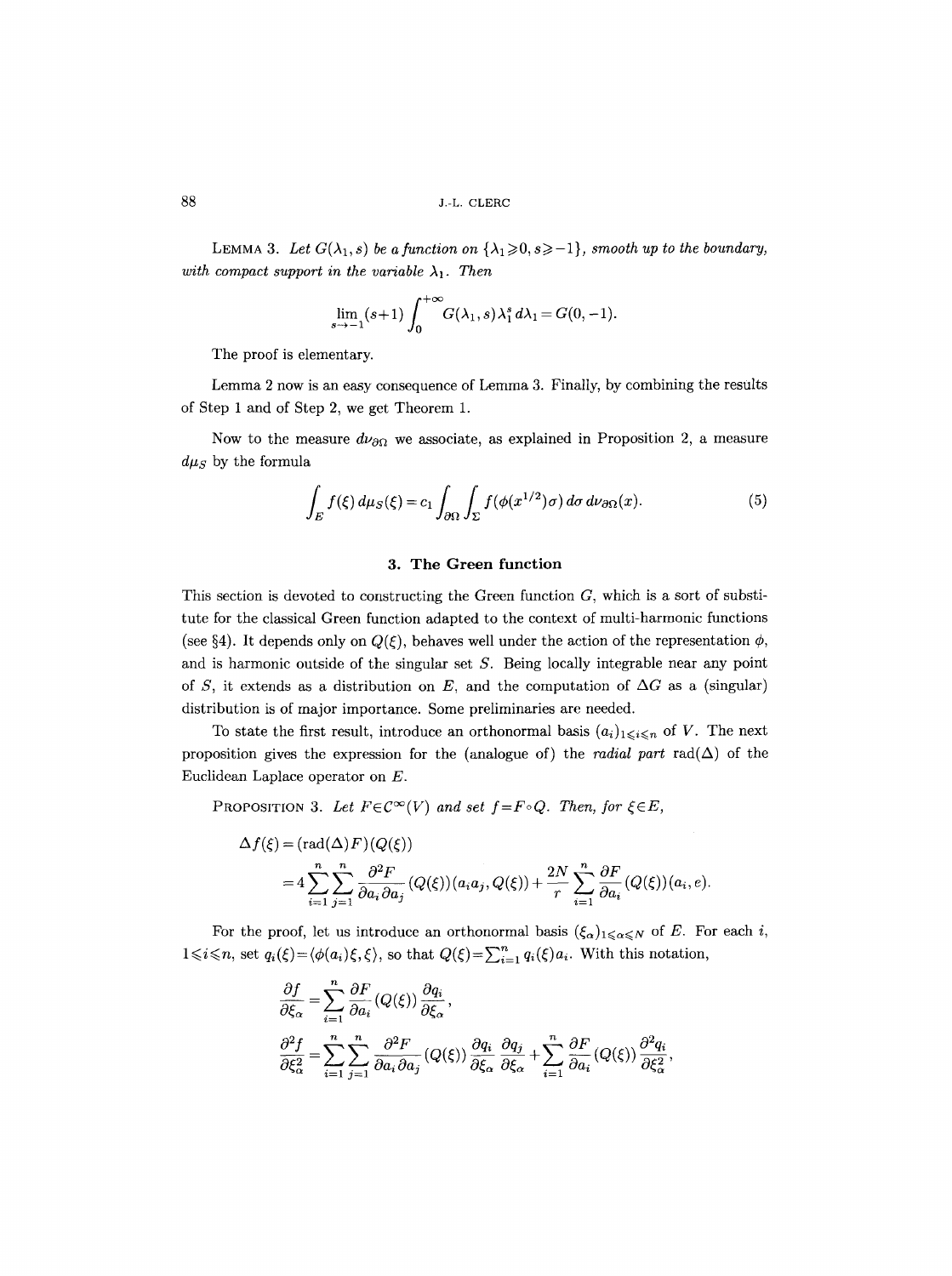**Lemma 3.** *Let $G(\lambda_1, s)$ be a function on $\{\lambda_1 \geqslant 0, s \geqslant -1\}$, smooth up to the boundary, with compact support in the variable $\lambda_1$. Then*

$$\lim_{s \to -1} (s+1) \int_0^{+\infty} G(\lambda_1, s) \lambda_1^s \, d\lambda_1 = G(0, -1).$$

The proof is elementary.

Lemma 2 now is an easy consequence of Lemma 3. Finally, by combining the results of Step 1 and of Step 2, we get Theorem 1.

Now to the measure $d\nu_{\partial\Omega}$ we associate, as explained in Proposition 2, a measure $d\mu_S$ by the formula

$$\int_E f(\xi) \, d\mu_S(\xi) = c_1 \int_{\partial\Omega} \int_\Sigma f(\phi(x^{1/2})\sigma) \, d\sigma \, d\nu_{\partial\Omega}(x). \tag{5}$$

## 3. The Green function

This section is devoted to constructing the Green function $G$, which is a sort of substitute for the classical Green function adapted to the context of multi-harmonic functions (see §4). It depends only on $Q(\xi)$, behaves well under the action of the representation $\phi$, and is harmonic outside of the singular set $S$. Being locally integrable near any point of $S$, it extends as a distribution on $E$, and the computation of $\Delta G$ as a (singular) distribution is of major importance. Some preliminaries are needed.

To state the first result, introduce an orthonormal basis $(a_i)_{1 \leqslant i \leqslant n}$ of $V$. The next proposition gives the expression for the (analogue of) the *radial part* $\operatorname{rad}(\Delta)$ of the Euclidean Laplace operator on $E$.

**Proposition 3.** *Let $F \in C^\infty(V)$ and set $f = F \circ Q$. Then, for $\xi \in E$,*

$$\begin{aligned}
\Delta f(\xi) &= (\operatorname{rad}(\Delta) F)(Q(\xi)) \\
&= 4 \sum_{i=1}^n \sum_{j=1}^n \frac{\partial^2 F}{\partial a_i \partial a_j}(Q(\xi))(a_i a_j, Q(\xi)) + \frac{2N}{r} \sum_{i=1}^n \frac{\partial F}{\partial a_i}(Q(\xi))(a_i, e).
\end{aligned}$$

For the proof, let us introduce an orthonormal basis $(\xi_\alpha)_{1 \leqslant \alpha \leqslant N}$ of $E$. For each $i$, $1 \leqslant i \leqslant n$, set $q_i(\xi) = \langle \phi(a_i)\xi, \xi \rangle$, so that $Q(\xi) = \sum_{i=1}^n q_i(\xi) a_i$. With this notation,

$$\frac{\partial f}{\partial \xi_\alpha} = \sum_{i=1}^n \frac{\partial F}{\partial a_i}(Q(\xi)) \frac{\partial q_i}{\partial \xi_\alpha},$$

$$\frac{\partial^2 f}{\partial \xi_\alpha^2} = \sum_{i=1}^n \sum_{j=1}^n \frac{\partial^2 F}{\partial a_i \partial a_j}(Q(\xi)) \frac{\partial q_i}{\partial \xi_\alpha} \frac{\partial q_j}{\partial \xi_\alpha} + \sum_{i=1}^n \frac{\partial F}{\partial a_i}(Q(\xi)) \frac{\partial^2 q_i}{\partial \xi_\alpha^2},$$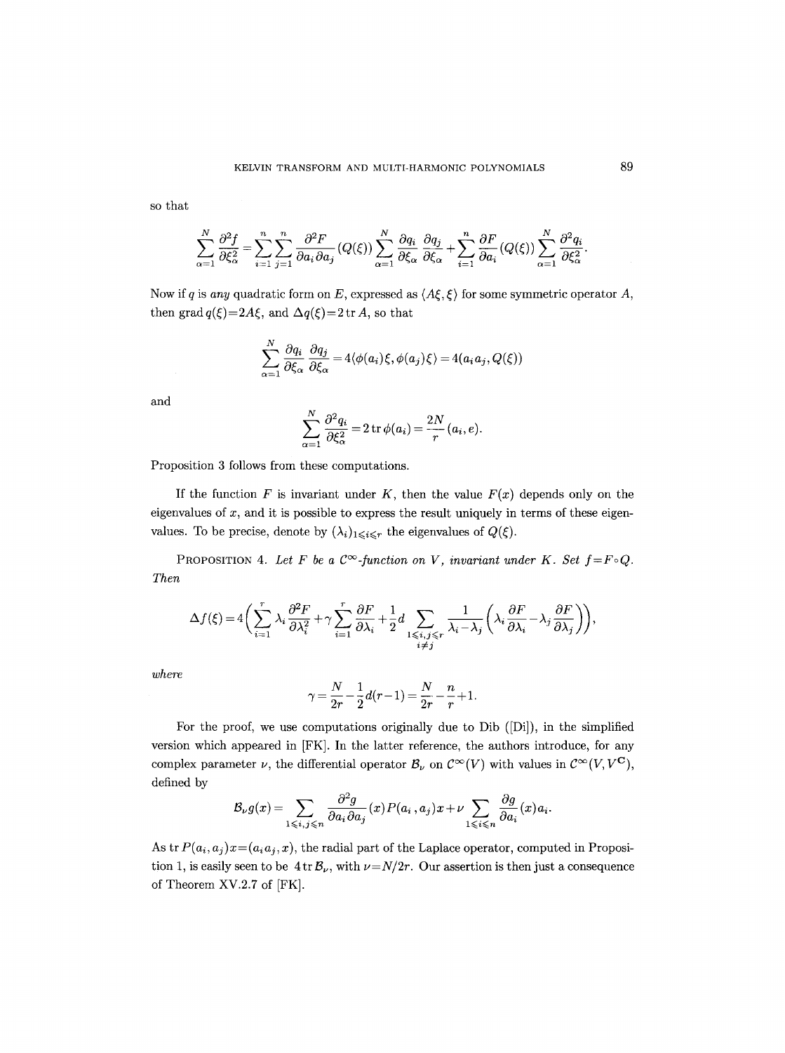so that

$$\sum_{\alpha=1}^{N} \frac{\partial^2 f}{\partial \xi_\alpha^2} = \sum_{i=1}^{n}\sum_{j=1}^{n} \frac{\partial^2 F}{\partial a_i \partial a_j}(Q(\xi)) \sum_{\alpha=1}^{N} \frac{\partial q_i}{\partial \xi_\alpha}\frac{\partial q_j}{\partial \xi_\alpha} + \sum_{i=1}^{n} \frac{\partial F}{\partial a_i}(Q(\xi)) \sum_{\alpha=1}^{N} \frac{\partial^2 q_i}{\partial \xi_\alpha^2}.$$

Now if $q$ is *any* quadratic form on $E$, expressed as $\langle A\xi, \xi\rangle$ for some symmetric operator $A$, then $\operatorname{grad} q(\xi) = 2A\xi$, and $\Delta q(\xi) = 2\operatorname{tr} A$, so that

$$\sum_{\alpha=1}^{N} \frac{\partial q_i}{\partial \xi_\alpha}\frac{\partial q_j}{\partial \xi_\alpha} = 4\langle \phi(a_i)\xi, \phi(a_j)\xi\rangle = 4(a_i a_j, Q(\xi))$$

and

$$\sum_{\alpha=1}^{N} \frac{\partial^2 q_i}{\partial \xi_\alpha^2} = 2\operatorname{tr}\phi(a_i) = \frac{2N}{r}(a_i, e).$$

Proposition 3 follows from these computations.

If the function $F$ is invariant under $K$, then the value $F(x)$ depends only on the eigenvalues of $x$, and it is possible to express the result uniquely in terms of these eigenvalues. To be precise, denote by $(\lambda_i)_{1\leqslant i\leqslant r}$ the eigenvalues of $Q(\xi)$.

PROPOSITION 4. *Let $F$ be a $\mathcal{C}^\infty$-function on $V$, invariant under $K$. Set $f = F\circ Q$. Then*

$$\Delta f(\xi) = 4\left(\sum_{i=1}^{r} \lambda_i \frac{\partial^2 F}{\partial \lambda_i^2} + \gamma \sum_{i=1}^{r} \frac{\partial F}{\partial \lambda_i} + \frac{1}{2} d \sum_{\substack{1\leqslant i,j\leqslant r\\ i\neq j}} \frac{1}{\lambda_i - \lambda_j}\left(\lambda_i \frac{\partial F}{\partial \lambda_i} - \lambda_j \frac{\partial F}{\partial \lambda_j}\right)\right),$$

*where*

$$\gamma = \frac{N}{2r} - \frac{1}{2} d(r-1) = \frac{N}{2r} - \frac{n}{r} + 1.$$

For the proof, we use computations originally due to Dib ([Di]), in the simplified version which appeared in [FK]. In the latter reference, the authors introduce, for any complex parameter $\nu$, the differential operator $\mathcal{B}_\nu$ on $\mathcal{C}^\infty(V)$ with values in $\mathcal{C}^\infty(V, V^{\mathbf{C}})$, defined by

$$\mathcal{B}_\nu g(x) = \sum_{1\leqslant i,j\leqslant n} \frac{\partial^2 g}{\partial a_i \partial a_j}(x) P(a_i, a_j)x + \nu \sum_{1\leqslant i\leqslant n} \frac{\partial g}{\partial a_i}(x) a_i.$$

As $\operatorname{tr} P(a_i, a_j)x = (a_i a_j, x)$, the radial part of the Laplace operator, computed in Proposition 1, is easily seen to be $4\operatorname{tr}\mathcal{B}_\nu$, with $\nu = N/2r$. Our assertion is then just a consequence of Theorem XV.2.7 of [FK].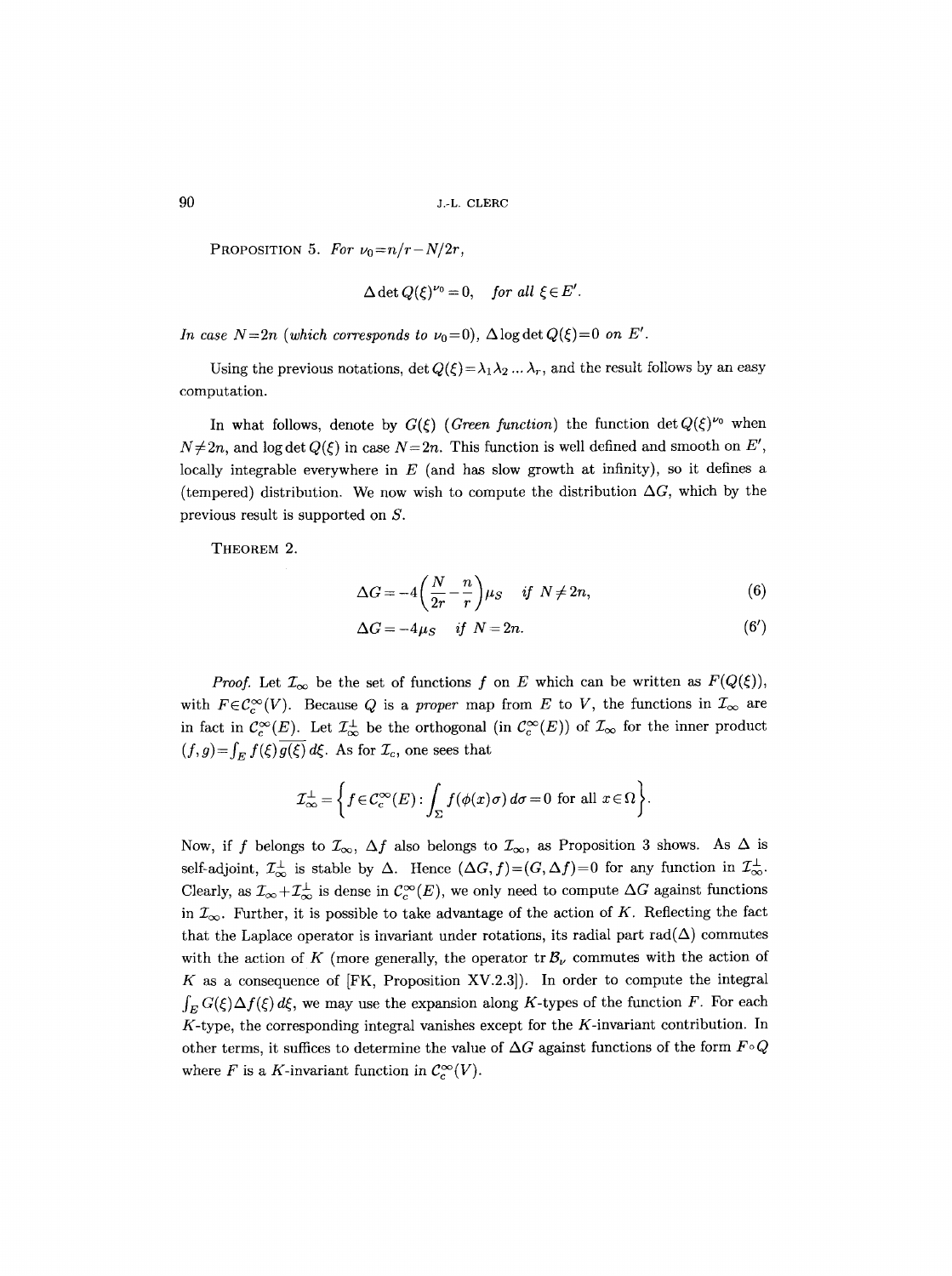PROPOSITION 5. *For $\nu_0 = n/r - N/2r$,*

$$\Delta \det Q(\xi)^{\nu_0} = 0, \quad \textit{for all } \xi \in E'.$$

*In case $N=2n$ (which corresponds to $\nu_0=0$), $\Delta \log \det Q(\xi) = 0$ on $E'$.*

Using the previous notations, $\det Q(\xi) = \lambda_1 \lambda_2 \ldots \lambda_r$, and the result follows by an easy computation.

In what follows, denote by $G(\xi)$ (*Green function*) the function $\det Q(\xi)^{\nu_0}$ when $N \neq 2n$, and $\log \det Q(\xi)$ in case $N=2n$. This function is well defined and smooth on $E'$, locally integrable everywhere in $E$ (and has slow growth at infinity), so it defines a (tempered) distribution. We now wish to compute the distribution $\Delta G$, which by the previous result is supported on $S$.

THEOREM 2.

$$\Delta G = -4\left(\frac{N}{2r} - \frac{n}{r}\right)\mu_S \quad \textit{if } N \neq 2n, \tag{6}$$

$$\Delta G = -4\mu_S \quad \textit{if } N = 2n. \tag{6'}$$

*Proof.* Let $\mathcal{I}_\infty$ be the set of functions $f$ on $E$ which can be written as $F(Q(\xi))$, with $F \in \mathcal{C}_c^\infty(V)$. Because $Q$ is a *proper* map from $E$ to $V$, the functions in $\mathcal{I}_\infty$ are in fact in $\mathcal{C}_c^\infty(E)$. Let $\mathcal{I}_\infty^\perp$ be the orthogonal (in $\mathcal{C}_c^\infty(E)$) of $\mathcal{I}_\infty$ for the inner product $(f,g) = \int_E f(\xi)\overline{g(\xi)}\, d\xi$. As for $\mathcal{I}_c$, one sees that

$$\mathcal{I}_\infty^\perp = \left\{ f \in \mathcal{C}_c^\infty(E) : \int_\Sigma f(\phi(x)\sigma)\, d\sigma = 0 \text{ for all } x \in \Omega \right\}.$$

Now, if $f$ belongs to $\mathcal{I}_\infty$, $\Delta f$ also belongs to $\mathcal{I}_\infty$, as Proposition 3 shows. As $\Delta$ is self-adjoint, $\mathcal{I}_\infty^\perp$ is stable by $\Delta$. Hence $(\Delta G, f) = (G, \Delta f) = 0$ for any function in $\mathcal{I}_\infty^\perp$. Clearly, as $\mathcal{I}_\infty + \mathcal{I}_\infty^\perp$ is dense in $\mathcal{C}_c^\infty(E)$, we only need to compute $\Delta G$ against functions in $\mathcal{I}_\infty$. Further, it is possible to take advantage of the action of $K$. Reflecting the fact that the Laplace operator is invariant under rotations, its radial part $\operatorname{rad}(\Delta)$ commutes with the action of $K$ (more generally, the operator $\operatorname{tr} \mathcal{B}_\nu$ commutes with the action of $K$ as a consequence of [FK, Proposition XV.2.3]). In order to compute the integral $\int_E G(\xi)\Delta f(\xi)\, d\xi$, we may use the expansion along $K$-types of the function $F$. For each $K$-type, the corresponding integral vanishes except for the $K$-invariant contribution. In other terms, it suffices to determine the value of $\Delta G$ against functions of the form $F \circ Q$ where $F$ is a $K$-invariant function in $\mathcal{C}_c^\infty(V)$.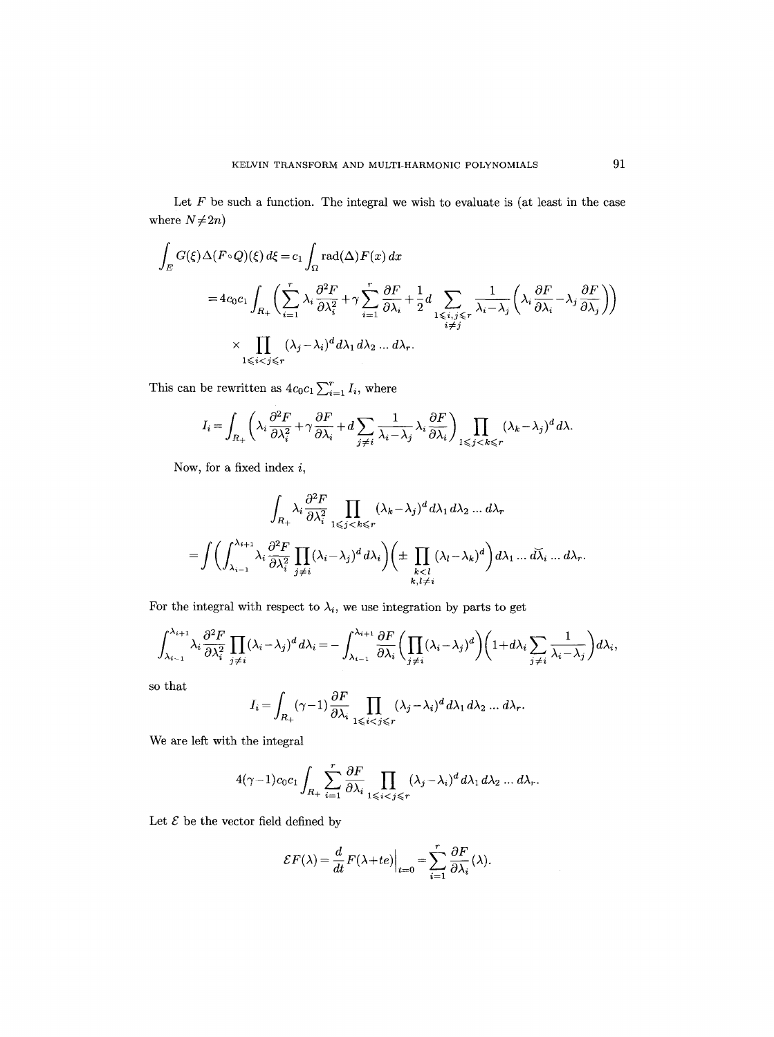Let $F$ be such a function. The integral we wish to evaluate is (at least in the case where $N \neq 2n$)

$$
\begin{aligned}
\int_E G(\xi)\Delta(F\circ Q)(\xi)\,d\xi &= c_1 \int_\Omega \operatorname{rad}(\Delta)F(x)\,dx \\
&= 4c_0c_1 \int_{R_+} \Biggl( \sum_{i=1}^r \lambda_i \frac{\partial^2 F}{\partial \lambda_i^2} + \gamma \sum_{i=1}^r \frac{\partial F}{\partial \lambda_i} + \frac{1}{2} d \sum_{\substack{1\leqslant i,j\leqslant r\\ i\neq j}} \frac{1}{\lambda_i - \lambda_j}\Bigl(\lambda_i \frac{\partial F}{\partial \lambda_i} - \lambda_j \frac{\partial F}{\partial \lambda_j}\Bigr)\Biggr) \\
&\quad \times \prod_{1\leqslant i<j\leqslant r} (\lambda_j - \lambda_i)^d \,d\lambda_1\,d\lambda_2 \ldots d\lambda_r.
\end{aligned}
$$

This can be rewritten as $4c_0c_1 \sum_{i=1}^r I_i$, where

$$
I_i = \int_{R_+} \Bigl( \lambda_i \frac{\partial^2 F}{\partial \lambda_i^2} + \gamma \frac{\partial F}{\partial \lambda_i} + d \sum_{j\neq i} \frac{1}{\lambda_i - \lambda_j} \lambda_i \frac{\partial F}{\partial \lambda_i} \Bigr) \prod_{1\leqslant j<k\leqslant r} (\lambda_k - \lambda_j)^d \,d\lambda.
$$

Now, for a fixed index $i$,

$$
\begin{aligned}
&\int_{R_+} \lambda_i \frac{\partial^2 F}{\partial \lambda_i^2} \prod_{1\leqslant j<k\leqslant r} (\lambda_k - \lambda_j)^d \,d\lambda_1\,d\lambda_2 \ldots d\lambda_r \\
&= \int \Bigl( \int_{\lambda_{i-1}}^{\lambda_{i+1}} \lambda_i \frac{\partial^2 F}{\partial \lambda_i^2} \prod_{j\neq i} (\lambda_i - \lambda_j)^d \,d\lambda_i \Bigr) \Bigl( \pm \prod_{\substack{k<l\\ k,l\neq i}} (\lambda_l - \lambda_k)^d \Bigr) d\lambda_1 \ldots \widecheck{d\lambda_i} \ldots d\lambda_r.
\end{aligned}
$$

For the integral with respect to $\lambda_i$, we use integration by parts to get

$$
\int_{\lambda_{i-1}}^{\lambda_{i+1}} \lambda_i \frac{\partial^2 F}{\partial \lambda_i^2} \prod_{j\neq i} (\lambda_i - \lambda_j)^d \,d\lambda_i = -\int_{\lambda_{i-1}}^{\lambda_{i+1}} \frac{\partial F}{\partial \lambda_i} \Bigl( \prod_{j\neq i} (\lambda_i - \lambda_j)^d \Bigr) \Bigl( 1 + d\lambda_i \sum_{j\neq i} \frac{1}{\lambda_i - \lambda_j} \Bigr) d\lambda_i,
$$

so that

$$
I_i = \int_{R_+} (\gamma - 1) \frac{\partial F}{\partial \lambda_i} \prod_{1\leqslant i<j\leqslant r} (\lambda_j - \lambda_i)^d \,d\lambda_1\,d\lambda_2 \ldots d\lambda_r.
$$

We are left with the integral

$$
4(\gamma - 1)c_0c_1 \int_{R_+} \sum_{i=1}^r \frac{\partial F}{\partial \lambda_i} \prod_{1\leqslant i<j\leqslant r} (\lambda_j - \lambda_i)^d \,d\lambda_1\,d\lambda_2 \ldots d\lambda_r.
$$

Let $\mathcal{E}$ be the vector field defined by

$$
\mathcal{E}F(\lambda) = \frac{d}{dt} F(\lambda + te)\Big|_{t=0} = \sum_{i=1}^r \frac{\partial F}{\partial \lambda_i}(\lambda).
$$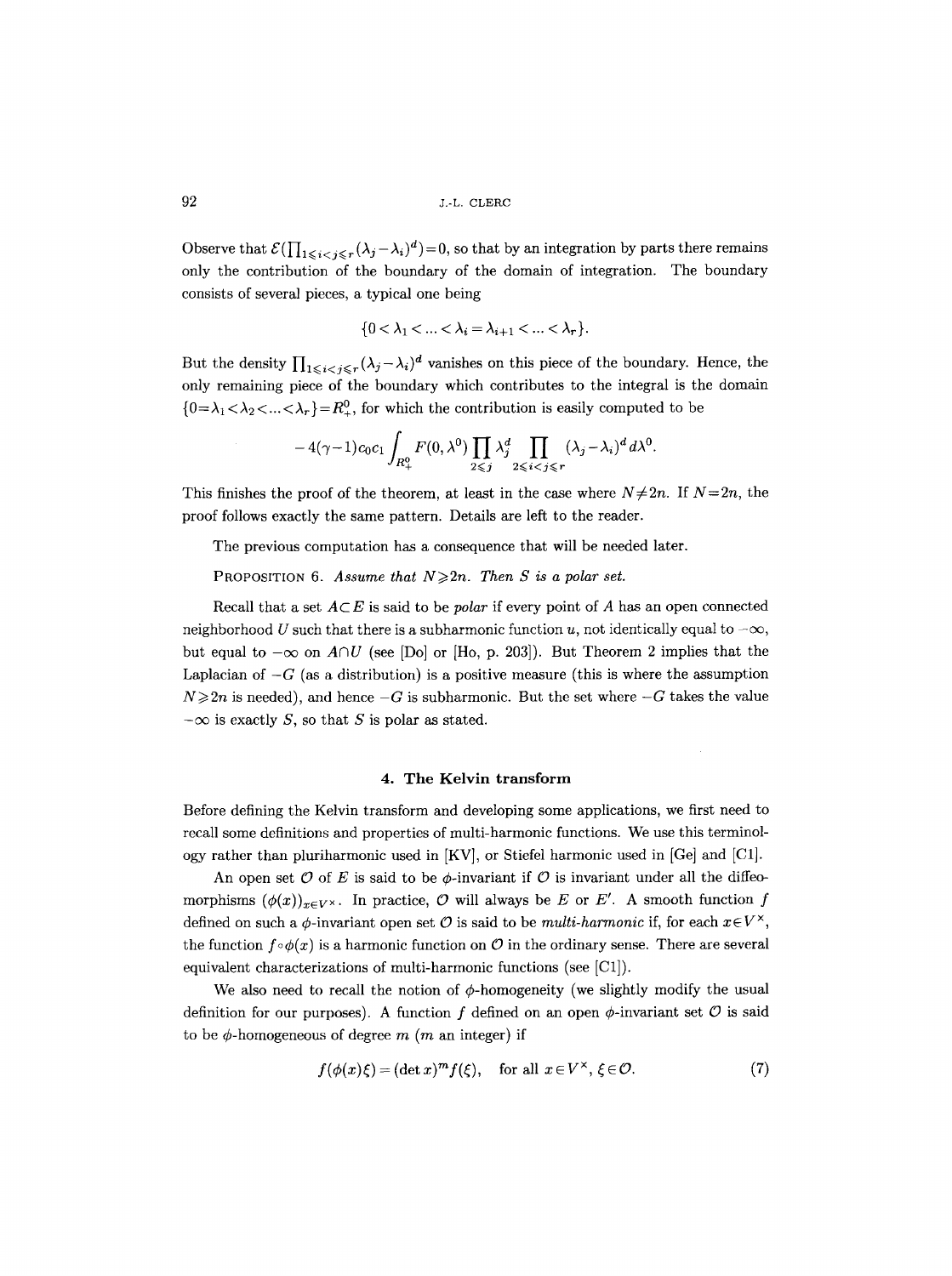Observe that $\mathcal{E}(\prod_{1\leqslant i<j\leqslant r}(\lambda_j-\lambda_i)^d)=0$, so that by an integration by parts there remains only the contribution of the boundary of the domain of integration. The boundary consists of several pieces, a typical one being

$$\{0<\lambda_1<...<\lambda_i=\lambda_{i+1}<...<\lambda_r\}.$$

But the density $\prod_{1\leqslant i<j\leqslant r}(\lambda_j-\lambda_i)^d$ vanishes on this piece of the boundary. Hence, the only remaining piece of the boundary which contributes to the integral is the domain $\{0=\lambda_1<\lambda_2<...<\lambda_r\}=R_+^0$, for which the contribution is easily computed to be

$$-4(\gamma-1)c_0c_1\int_{R_+^0}F(0,\lambda^0)\prod_{2\leqslant j}\lambda_j^d\prod_{2\leqslant i<j\leqslant r}(\lambda_j-\lambda_i)^d\,d\lambda^0.$$

This finishes the proof of the theorem, at least in the case where $N\neq 2n$. If $N=2n$, the proof follows exactly the same pattern. Details are left to the reader.

The previous computation has a consequence that will be needed later.

PROPOSITION 6. *Assume that $N\geqslant 2n$. Then $S$ is a polar set.*

Recall that a set $A\subset E$ is said to be *polar* if every point of $A$ has an open connected neighborhood $U$ such that there is a subharmonic function $u$, not identically equal to $-\infty$, but equal to $-\infty$ on $A\cap U$ (see [Do] or [Ho, p. 203]). But Theorem 2 implies that the Laplacian of $-G$ (as a distribution) is a positive measure (this is where the assumption $N\geqslant 2n$ is needed), and hence $-G$ is subharmonic. But the set where $-G$ takes the value $-\infty$ is exactly $S$, so that $S$ is polar as stated.

## 4. The Kelvin transform

Before defining the Kelvin transform and developing some applications, we first need to recall some definitions and properties of multi-harmonic functions. We use this terminology rather than pluriharmonic used in [KV], or Stiefel harmonic used in [Ge] and [Cl].

An open set $\mathcal{O}$ of $E$ is said to be $\phi$-invariant if $\mathcal{O}$ is invariant under all the diffeomorphisms $(\phi(x))_{x\in V^\times}$. In practice, $\mathcal{O}$ will always be $E$ or $E'$. A smooth function $f$ defined on such a $\phi$-invariant open set $\mathcal{O}$ is said to be *multi-harmonic* if, for each $x\in V^\times$, the function $f\circ\phi(x)$ is a harmonic function on $\mathcal{O}$ in the ordinary sense. There are several equivalent characterizations of multi-harmonic functions (see [Cl]).

We also need to recall the notion of $\phi$-homogeneity (we slightly modify the usual definition for our purposes). A function $f$ defined on an open $\phi$-invariant set $\mathcal{O}$ is said to be $\phi$-homogeneous of degree $m$ ($m$ an integer) if

$$f(\phi(x)\xi)=(\det x)^m f(\xi),\quad \text{for all } x\in V^\times,\ \xi\in\mathcal{O}. \tag{7}$$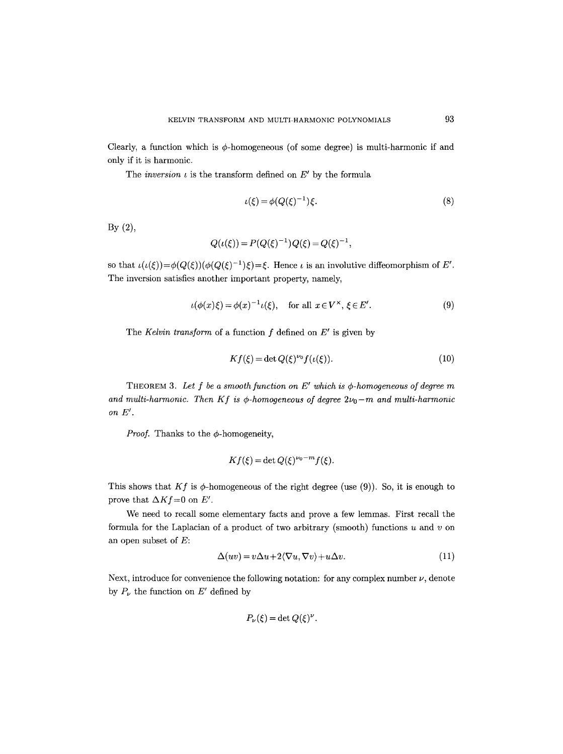Clearly, a function which is $\phi$-homogeneous (of some degree) is multi-harmonic if and only if it is harmonic.

The *inversion* $\iota$ is the transform defined on $E'$ by the formula

$$\iota(\xi) = \phi(Q(\xi)^{-1})\xi. \tag{8}$$

By (2),

$$Q(\iota(\xi)) = P(Q(\xi)^{-1})Q(\xi) = Q(\xi)^{-1},$$

so that $\iota(\iota(\xi)) = \phi(Q(\xi))(\phi(Q(\xi)^{-1})\xi) = \xi$. Hence $\iota$ is an involutive diffeomorphism of $E'$. The inversion satisfies another important property, namely,

$$\iota(\phi(x)\xi) = \phi(x)^{-1}\iota(\xi), \quad \text{for all } x \in V^\times, \ \xi \in E'. \tag{9}$$

The *Kelvin transform* of a function $f$ defined on $E'$ is given by

$$Kf(\xi) = \det Q(\xi)^{\nu_0} f(\iota(\xi)). \tag{10}$$

THEOREM 3. *Let $f$ be a smooth function on $E'$ which is $\phi$-homogeneous of degree $m$ and multi-harmonic. Then $Kf$ is $\phi$-homogeneous of degree $2\nu_0 - m$ and multi-harmonic on $E'$.*

*Proof.* Thanks to the $\phi$-homogeneity,

$$Kf(\xi) = \det Q(\xi)^{\nu_0 - m} f(\xi).$$

This shows that $Kf$ is $\phi$-homogeneous of the right degree (use (9)). So, it is enough to prove that $\Delta Kf = 0$ on $E'$.

We need to recall some elementary facts and prove a few lemmas. First recall the formula for the Laplacian of a product of two arbitrary (smooth) functions $u$ and $v$ on an open subset of $E$:

$$\Delta(uv) = v\Delta u + 2\langle \nabla u, \nabla v\rangle + u\Delta v. \tag{11}$$

Next, introduce for convenience the following notation: for any complex number $\nu$, denote by $P_\nu$ the function on $E'$ defined by

$$P_\nu(\xi) = \det Q(\xi)^\nu.$$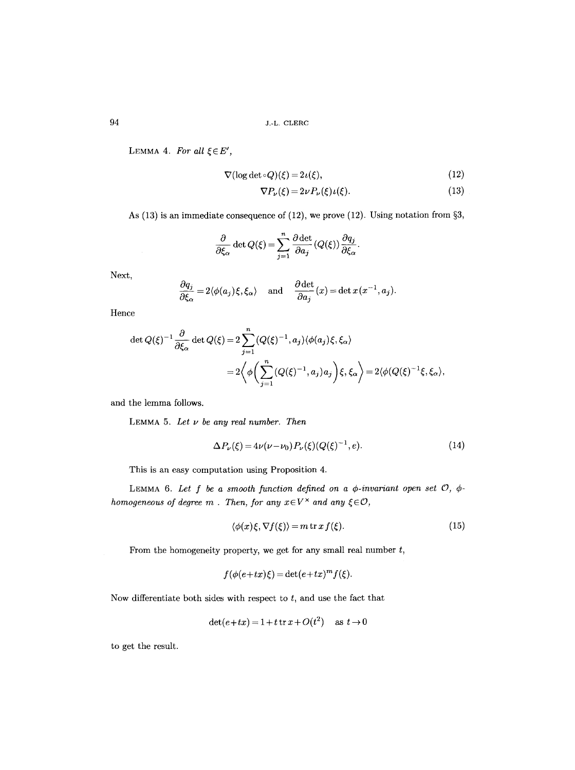LEMMA 4. *For all* $\xi \in E'$,

$$\nabla(\log \det \circ Q)(\xi) = 2\iota(\xi), \tag{12}$$

$$\nabla P_\nu(\xi) = 2\nu P_\nu(\xi)\iota(\xi). \tag{13}$$

As (13) is an immediate consequence of (12), we prove (12). Using notation from §3,

$$\frac{\partial}{\partial \xi_\alpha} \det Q(\xi) = \sum_{j=1}^{n} \frac{\partial \det}{\partial a_j}(Q(\xi)) \frac{\partial q_j}{\partial \xi_\alpha}.$$

Next,

$$\frac{\partial q_j}{\partial \xi_\alpha} = 2\langle \phi(a_j)\xi, \xi_\alpha \rangle \quad \text{and} \quad \frac{\partial \det}{\partial a_j}(x) = \det x\,(x^{-1}, a_j).$$

Hence

$$\begin{aligned}
\det Q(\xi)^{-1} \frac{\partial}{\partial \xi_\alpha} \det Q(\xi) &= 2\sum_{j=1}^{n} (Q(\xi)^{-1}, a_j)\langle \phi(a_j)\xi, \xi_\alpha \rangle \\
&= 2\left\langle \phi\Big(\sum_{j=1}^{n} (Q(\xi)^{-1}, a_j)a_j\Big)\xi, \xi_\alpha \right\rangle = 2\langle \phi(Q(\xi)^{-1}\xi, \xi_\alpha \rangle,
\end{aligned}$$

and the lemma follows.

LEMMA 5. *Let* $\nu$ *be any real number. Then*

$$\Delta P_\nu(\xi) = 4\nu(\nu - \nu_0) P_\nu(\xi)(Q(\xi)^{-1}, e). \tag{14}$$

This is an easy computation using Proposition 4.

LEMMA 6. *Let* $f$ *be a smooth function defined on a* $\phi$*-invariant open set* $\mathcal{O}$, $\phi$*-homogeneous of degree* $m$ . *Then, for any* $x \in V^\times$ *and any* $\xi \in \mathcal{O}$,

$$\langle \phi(x)\xi, \nabla f(\xi) \rangle = m \operatorname{tr} x\, f(\xi). \tag{15}$$

From the homogeneity property, we get for any small real number $t$,

$$f(\phi(e + tx)\xi) = \det(e + tx)^m f(\xi).$$

Now differentiate both sides with respect to $t$, and use the fact that

$$\det(e + tx) = 1 + t \operatorname{tr} x + O(t^2) \quad \text{as } t \to 0$$

to get the result.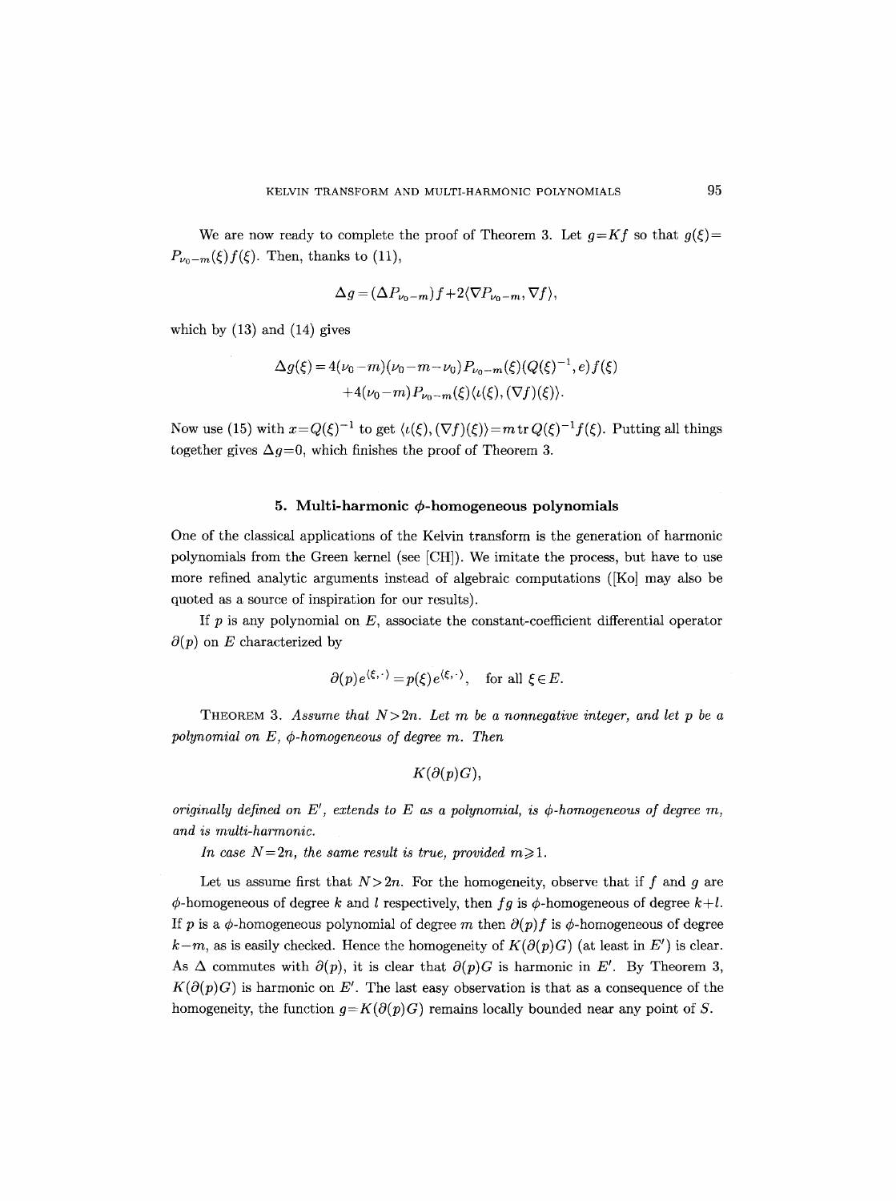We are now ready to complete the proof of Theorem 3. Let $g=Kf$ so that $g(\xi)=P_{\nu_0-m}(\xi)f(\xi)$. Then, thanks to (11),

$$\Delta g = (\Delta P_{\nu_0-m})f + 2\langle \nabla P_{\nu_0-m}, \nabla f\rangle,$$

which by (13) and (14) gives

$$\begin{aligned}\Delta g(\xi) = {} & 4(\nu_0-m)(\nu_0-m-\nu_0)P_{\nu_0-m}(\xi)(Q(\xi)^{-1},e)f(\xi)\\ & +4(\nu_0-m)P_{\nu_0-m}(\xi)\langle \iota(\xi),(\nabla f)(\xi)\rangle.\end{aligned}$$

Now use (15) with $x=Q(\xi)^{-1}$ to get $\langle \iota(\xi),(\nabla f)(\xi)\rangle = m\operatorname{tr} Q(\xi)^{-1}f(\xi)$. Putting all things together gives $\Delta g=0$, which finishes the proof of Theorem 3.

## 5. Multi-harmonic $\phi$-homogeneous polynomials

One of the classical applications of the Kelvin transform is the generation of harmonic polynomials from the Green kernel (see [CH]). We imitate the process, but have to use more refined analytic arguments instead of algebraic computations ([Ko] may also be quoted as a source of inspiration for our results).

If $p$ is any polynomial on $E$, associate the constant-coefficient differential operator $\partial(p)$ on $E$ characterized by

$$\partial(p)e^{\langle \xi,\cdot\rangle} = p(\xi)e^{\langle\xi,\cdot\rangle}, \quad \text{for all } \xi\in E.$$

THEOREM 3. *Assume that $N>2n$. Let $m$ be a nonnegative integer, and let $p$ be a polynomial on $E$, $\phi$-homogeneous of degree $m$. Then*

$$K(\partial(p)G),$$

*originally defined on $E'$, extends to $E$ as a polynomial, is $\phi$-homogeneous of degree $m$, and is multi-harmonic.*

*In case $N=2n$, the same result is true, provided $m\geqslant 1$.*

Let us assume first that $N>2n$. For the homogeneity, observe that if $f$ and $g$ are $\phi$-homogeneous of degree $k$ and $l$ respectively, then $fg$ is $\phi$-homogeneous of degree $k+l$. If $p$ is a $\phi$-homogeneous polynomial of degree $m$ then $\partial(p)f$ is $\phi$-homogeneous of degree $k-m$, as is easily checked. Hence the homogeneity of $K(\partial(p)G)$ (at least in $E'$) is clear. As $\Delta$ commutes with $\partial(p)$, it is clear that $\partial(p)G$ is harmonic in $E'$. By Theorem 3, $K(\partial(p)G)$ is harmonic on $E'$. The last easy observation is that as a consequence of the homogeneity, the function $g=K(\partial(p)G)$ remains locally bounded near any point of $S$.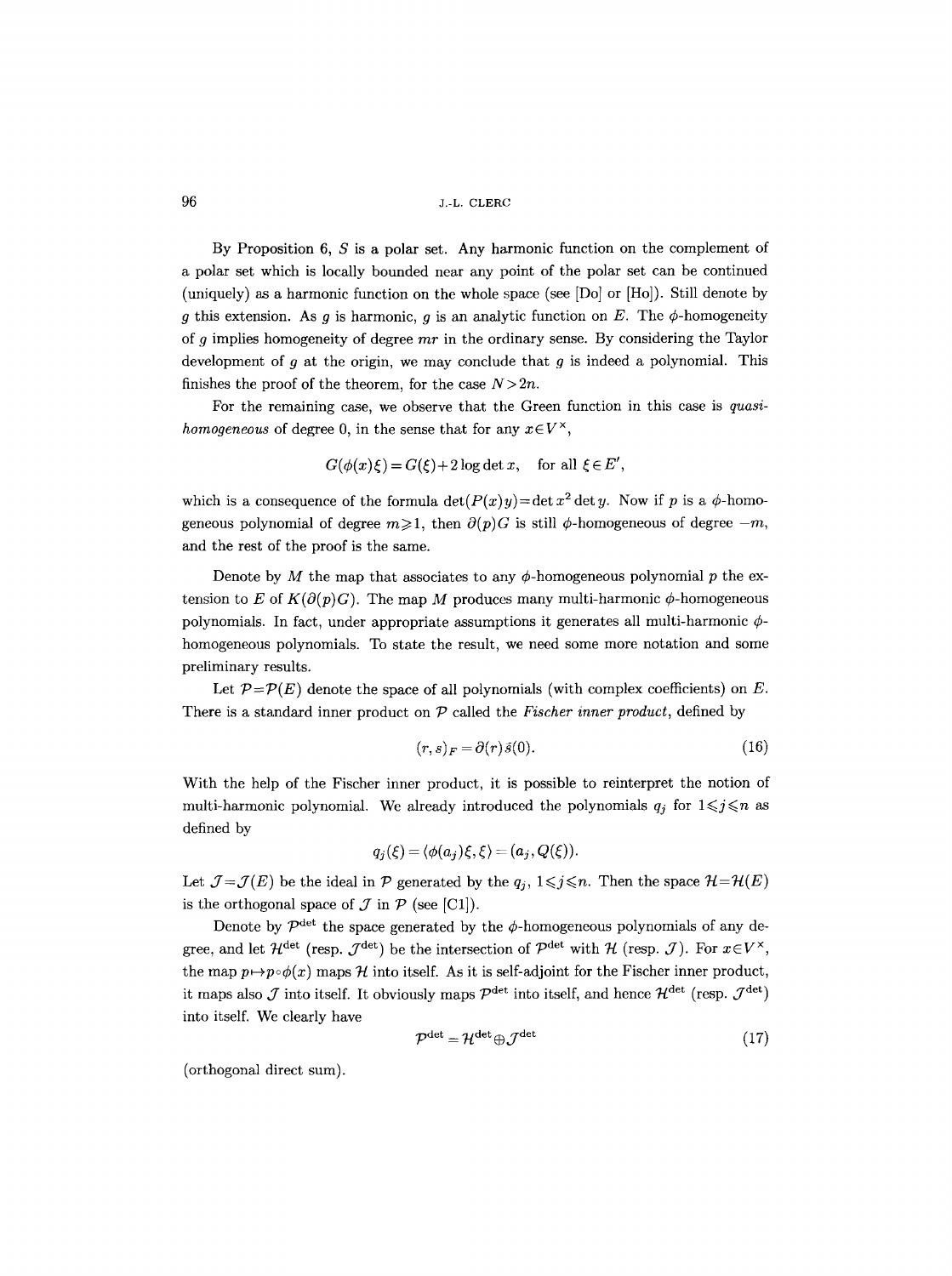By Proposition 6, $S$ is a polar set. Any harmonic function on the complement of a polar set which is locally bounded near any point of the polar set can be continued (uniquely) as a harmonic function on the whole space (see [Do] or [Ho]). Still denote by $g$ this extension. As $g$ is harmonic, $g$ is an analytic function on $E$. The $\phi$-homogeneity of $g$ implies homogeneity of degree $mr$ in the ordinary sense. By considering the Taylor development of $g$ at the origin, we may conclude that $g$ is indeed a polynomial. This finishes the proof of the theorem, for the case $N > 2n$.

For the remaining case, we observe that the Green function in this case is *quasi-homogeneous* of degree 0, in the sense that for any $x \in V^{\times}$,

$$G(\phi(x)\xi) = G(\xi) + 2\log\det x, \quad \text{for all } \xi \in E',$$

which is a consequence of the formula $\det(P(x)y) = \det x^2 \det y$. Now if $p$ is a $\phi$-homogeneous polynomial of degree $m \geqslant 1$, then $\partial(p)G$ is still $\phi$-homogeneous of degree $-m$, and the rest of the proof is the same.

Denote by $M$ the map that associates to any $\phi$-homogeneous polynomial $p$ the extension to $E$ of $K(\partial(p)G)$. The map $M$ produces many multi-harmonic $\phi$-homogeneous polynomials. In fact, under appropriate assumptions it generates all multi-harmonic $\phi$-homogeneous polynomials. To state the result, we need some more notation and some preliminary results.

Let $\mathcal{P} = \mathcal{P}(E)$ denote the space of all polynomials (with complex coefficients) on $E$. There is a standard inner product on $\mathcal{P}$ called the *Fischer inner product*, defined by

$$(r, s)_F = \partial(r)\bar{s}(0). \tag{16}$$

With the help of the Fischer inner product, it is possible to reinterpret the notion of multi-harmonic polynomial. We already introduced the polynomials $q_j$ for $1 \leqslant j \leqslant n$ as defined by

$$q_j(\xi) = \langle \phi(a_j)\xi, \xi \rangle = (a_j, Q(\xi)).$$

Let $\mathcal{J} = \mathcal{J}(E)$ be the ideal in $\mathcal{P}$ generated by the $q_j$, $1 \leqslant j \leqslant n$. Then the space $\mathcal{H} = \mathcal{H}(E)$ is the orthogonal space of $\mathcal{J}$ in $\mathcal{P}$ (see [C1]).

Denote by $\mathcal{P}^{\det}$ the space generated by the $\phi$-homogeneous polynomials of any degree, and let $\mathcal{H}^{\det}$ (resp. $\mathcal{J}^{\det}$) be the intersection of $\mathcal{P}^{\det}$ with $\mathcal{H}$ (resp. $\mathcal{J}$). For $x \in V^{\times}$, the map $p \mapsto p \circ \phi(x)$ maps $\mathcal{H}$ into itself. As it is self-adjoint for the Fischer inner product, it maps also $\mathcal{J}$ into itself. It obviously maps $\mathcal{P}^{\det}$ into itself, and hence $\mathcal{H}^{\det}$ (resp. $\mathcal{J}^{\det}$) into itself. We clearly have

$$\mathcal{P}^{\det} = \mathcal{H}^{\det} \oplus \mathcal{J}^{\det} \tag{17}$$

(orthogonal direct sum).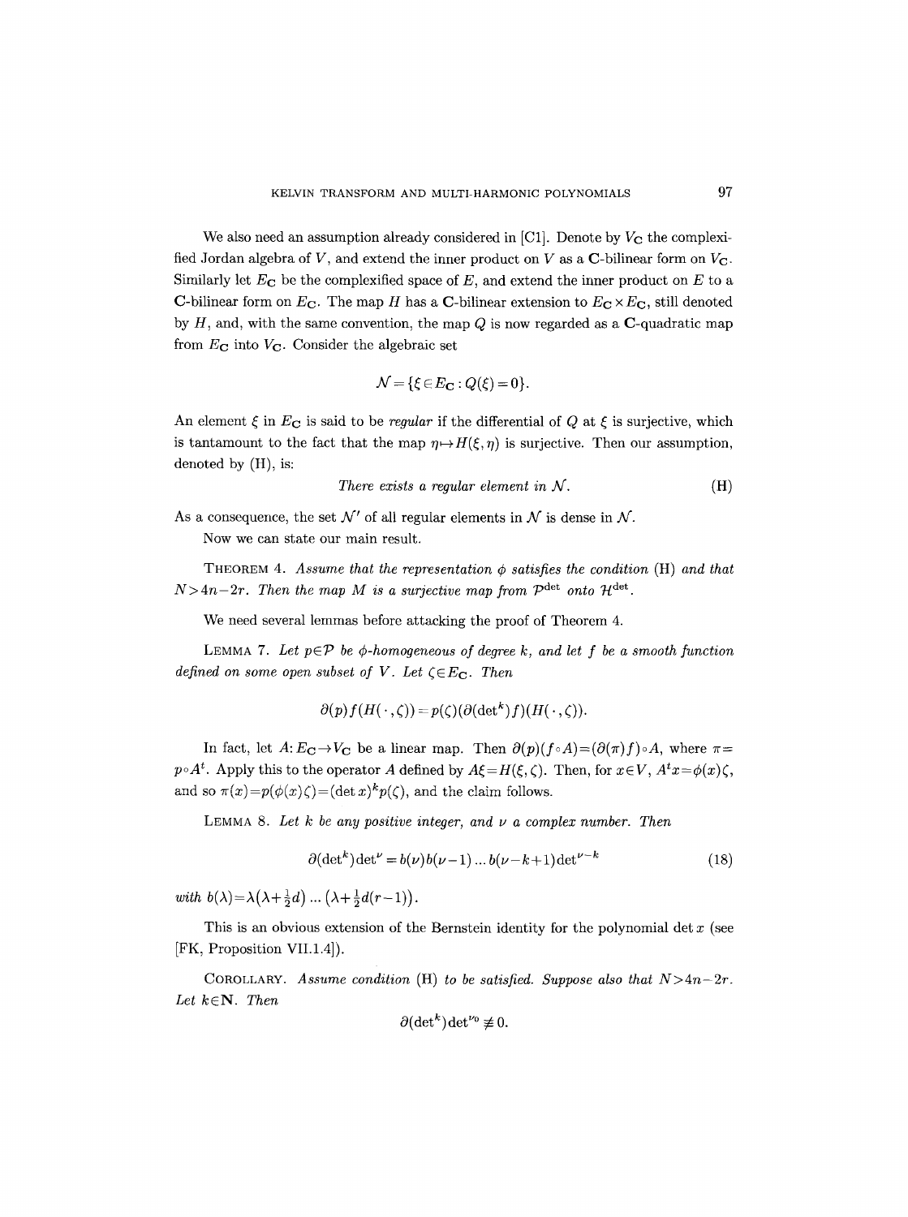We also need an assumption already considered in [C1]. Denote by $V_{\mathbf{C}}$ the complexified Jordan algebra of $V$, and extend the inner product on $V$ as a $\mathbf{C}$-bilinear form on $V_{\mathbf{C}}$. Similarly let $E_{\mathbf{C}}$ be the complexified space of $E$, and extend the inner product on $E$ to a $\mathbf{C}$-bilinear form on $E_{\mathbf{C}}$. The map $H$ has a $\mathbf{C}$-bilinear extension to $E_{\mathbf{C}} \times E_{\mathbf{C}}$, still denoted by $H$, and, with the same convention, the map $Q$ is now regarded as a $\mathbf{C}$-quadratic map from $E_{\mathbf{C}}$ into $V_{\mathbf{C}}$. Consider the algebraic set

$$\mathcal{N} = \{\xi \in E_{\mathbf{C}} : Q(\xi) = 0\}.$$

An element $\xi$ in $E_{\mathbf{C}}$ is said to be *regular* if the differential of $Q$ at $\xi$ is surjective, which is tantamount to the fact that the map $\eta \mapsto H(\xi, \eta)$ is surjective. Then our assumption, denoted by (H), is:

$$\textit{There exists a regular element in } \mathcal{N}. \tag{H}$$

As a consequence, the set $\mathcal{N}'$ of all regular elements in $\mathcal{N}$ is dense in $\mathcal{N}$.

Now we can state our main result.

THEOREM 4. *Assume that the representation $\phi$ satisfies the condition* (H) *and that $N > 4n - 2r$. Then the map $M$ is a surjective map from $\mathcal{P}^{\det}$ onto $\mathcal{H}^{\det}$.*

We need several lemmas before attacking the proof of Theorem 4.

LEMMA 7. *Let $p \in \mathcal{P}$ be $\phi$-homogeneous of degree $k$, and let $f$ be a smooth function defined on some open subset of $V$. Let $\zeta \in E_{\mathbf{C}}$. Then*

$$\partial(p) f(H(\cdot, \zeta)) = p(\zeta)(\partial(\det^k) f)(H(\cdot, \zeta)).$$

In fact, let $A: E_{\mathbf{C}} \to V_{\mathbf{C}}$ be a linear map. Then $\partial(p)(f \circ A) = (\partial(\pi) f) \circ A$, where $\pi = p \circ A^t$. Apply this to the operator $A$ defined by $A\xi = H(\xi, \zeta)$. Then, for $x \in V$, $A^t x = \phi(x)\zeta$, and so $\pi(x) = p(\phi(x)\zeta) = (\det x)^k p(\zeta)$, and the claim follows.

LEMMA 8. *Let $k$ be any positive integer, and $\nu$ a complex number. Then*

$$\partial(\det^k) \det^\nu = b(\nu) b(\nu - 1) \dots b(\nu - k + 1) \det^{\nu - k} \tag{18}$$

*with* $b(\lambda) = \lambda\left(\lambda + \frac{1}{2}d\right) \dots \left(\lambda + \frac{1}{2}d(r-1)\right)$.

This is an obvious extension of the Bernstein identity for the polynomial $\det x$ (see [FK, Proposition VII.1.4]).

COROLLARY. *Assume condition* (H) *to be satisfied. Suppose also that $N > 4n - 2r$. Let $k \in \mathbf{N}$. Then*

$$\partial(\det^k) \det^{\nu_0} \not\equiv 0.$$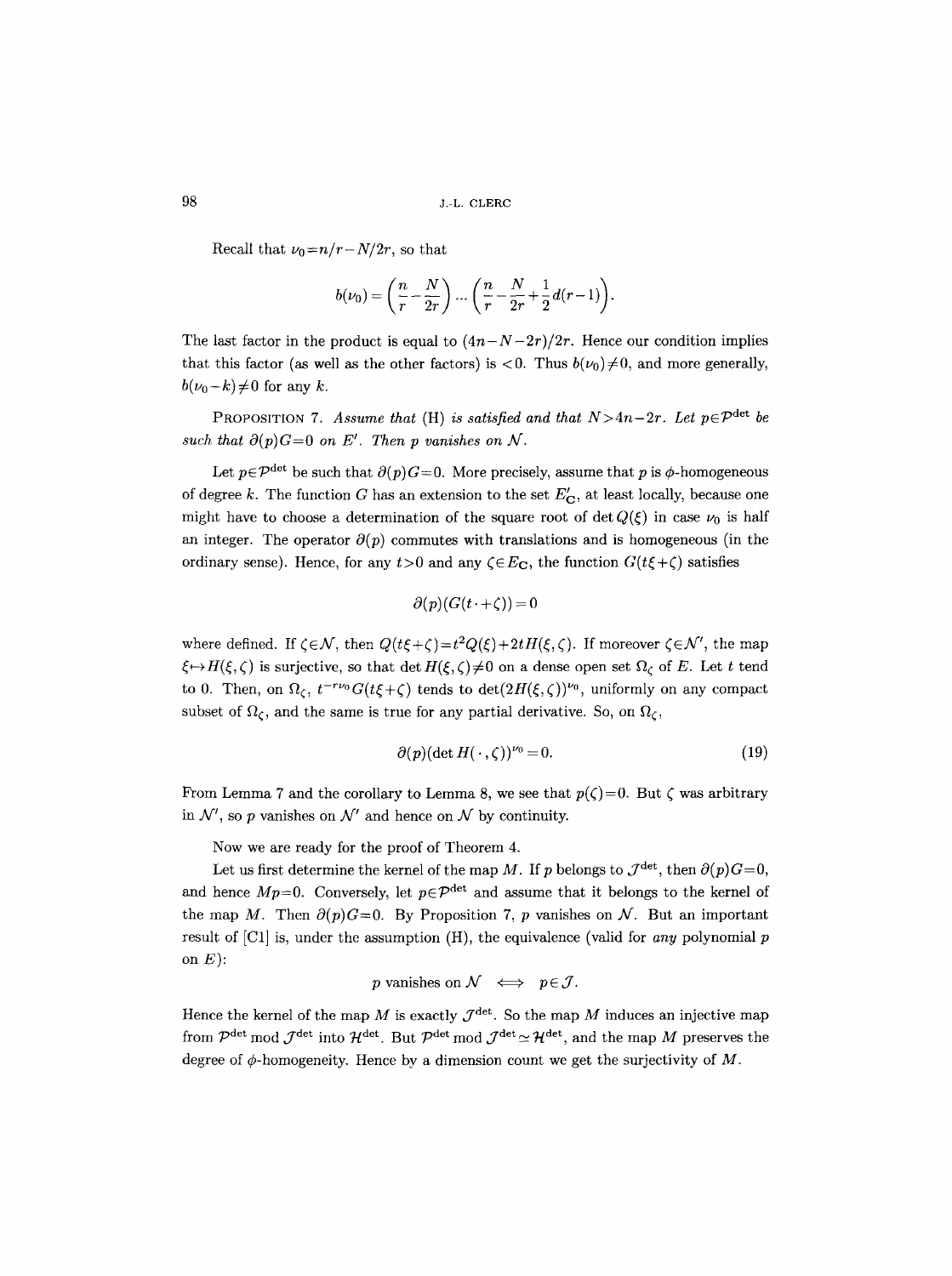Recall that $\nu_0 = n/r - N/2r$, so that

$$b(\nu_0) = \left(\frac{n}{r} - \frac{N}{2r}\right) \cdots \left(\frac{n}{r} - \frac{N}{2r} + \frac{1}{2}d(r-1)\right).$$

The last factor in the product is equal to $(4n - N - 2r)/2r$. Hence our condition implies that this factor (as well as the other factors) is $<0$. Thus $b(\nu_0) \neq 0$, and more generally, $b(\nu_0 - k) \neq 0$ for any $k$.

PROPOSITION 7. *Assume that* (H) *is satisfied and that* $N > 4n - 2r$. *Let* $p \in \mathcal{P}^{\det}$ *be such that* $\partial(p)G = 0$ *on* $E'$. *Then* $p$ *vanishes on* $\mathcal{N}$.

Let $p \in \mathcal{P}^{\det}$ be such that $\partial(p)G = 0$. More precisely, assume that $p$ is $\phi$-homogeneous of degree $k$. The function $G$ has an extension to the set $E'_{\mathbf{C}}$, at least locally, because one might have to choose a determination of the square root of $\det Q(\xi)$ in case $\nu_0$ is half an integer. The operator $\partial(p)$ commutes with translations and is homogeneous (in the ordinary sense). Hence, for any $t > 0$ and any $\zeta \in E_{\mathbf{C}}$, the function $G(t\xi + \zeta)$ satisfies

$$\partial(p)(G(t \cdot + \zeta)) = 0$$

where defined. If $\zeta \in \mathcal{N}$, then $Q(t\xi + \zeta) = t^2 Q(\xi) + 2tH(\xi, \zeta)$. If moreover $\zeta \in \mathcal{N}'$, the map $\xi \mapsto H(\xi, \zeta)$ is surjective, so that $\det H(\xi, \zeta) \neq 0$ on a dense open set $\Omega_\zeta$ of $E$. Let $t$ tend to 0. Then, on $\Omega_\zeta$, $t^{-r\nu_0} G(t\xi + \zeta)$ tends to $\det(2H(\xi, \zeta))^{\nu_0}$, uniformly on any compact subset of $\Omega_\zeta$, and the same is true for any partial derivative. So, on $\Omega_\zeta$,

$$\partial(p)(\det H(\cdot, \zeta))^{\nu_0} = 0. \tag{19}$$

From Lemma 7 and the corollary to Lemma 8, we see that $p(\zeta) = 0$. But $\zeta$ was arbitrary in $\mathcal{N}'$, so $p$ vanishes on $\mathcal{N}'$ and hence on $\mathcal{N}$ by continuity.

Now we are ready for the proof of Theorem 4.

Let us first determine the kernel of the map $M$. If $p$ belongs to $\mathcal{J}^{\det}$, then $\partial(p)G = 0$, and hence $Mp = 0$. Conversely, let $p \in \mathcal{P}^{\det}$ and assume that it belongs to the kernel of the map $M$. Then $\partial(p)G = 0$. By Proposition 7, $p$ vanishes on $\mathcal{N}$. But an important result of [C1] is, under the assumption (H), the equivalence (valid for *any* polynomial $p$ on $E$):

$$p \text{ vanishes on } \mathcal{N} \iff p \in \mathcal{J}.$$

Hence the kernel of the map $M$ is exactly $\mathcal{J}^{\det}$. So the map $M$ induces an injective map from $\mathcal{P}^{\det} \bmod \mathcal{J}^{\det}$ into $\mathcal{H}^{\det}$. But $\mathcal{P}^{\det} \bmod \mathcal{J}^{\det} \simeq \mathcal{H}^{\det}$, and the map $M$ preserves the degree of $\phi$-homogeneity. Hence by a dimension count we get the surjectivity of $M$.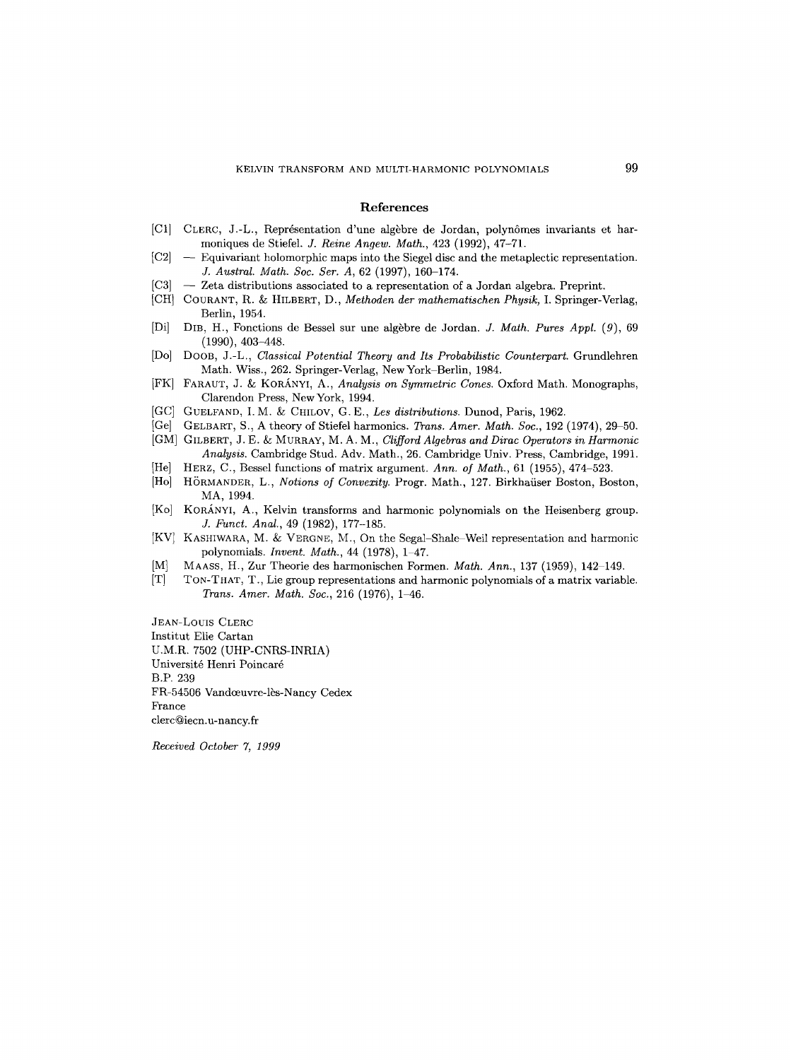## References

[C1] Clerc, J.-L., Représentation d'une algèbre de Jordan, polynômes invariants et harmoniques de Stiefel. *J. Reine Angew. Math.*, 423 (1992), 47–71.

[C2] — Equivariant holomorphic maps into the Siegel disc and the metaplectic representation. *J. Austral. Math. Soc. Ser. A*, 62 (1997), 160–174.

[C3] — Zeta distributions associated to a representation of a Jordan algebra. Preprint.

[CH] Courant, R. & Hilbert, D., *Methoden der mathematischen Physik*, I. Springer-Verlag, Berlin, 1954.

[Di] Dib, H., Fonctions de Bessel sur une algèbre de Jordan. *J. Math. Pures Appl. (9)*, 69 (1990), 403–448.

[Do] Doob, J.-L., *Classical Potential Theory and Its Probabilistic Counterpart*. Grundlehren Math. Wiss., 262. Springer-Verlag, New York–Berlin, 1984.

[FK] Faraut, J. & Korányi, A., *Analysis on Symmetric Cones*. Oxford Math. Monographs, Clarendon Press, New York, 1994.

[GC] Guelfand, I. M. & Chilov, G. E., *Les distributions*. Dunod, Paris, 1962.

[Ge] Gelbart, S., A theory of Stiefel harmonics. *Trans. Amer. Math. Soc.*, 192 (1974), 29–50.

[GM] Gilbert, J. E. & Murray, M. A. M., *Clifford Algebras and Dirac Operators in Harmonic Analysis*. Cambridge Stud. Adv. Math., 26. Cambridge Univ. Press, Cambridge, 1991.

[He] Herz, C., Bessel functions of matrix argument. *Ann. of Math.*, 61 (1955), 474–523.

[Ho] Hörmander, L., *Notions of Convexity*. Progr. Math., 127. Birkhaüser Boston, Boston, MA, 1994.

[Ko] Korányi, A., Kelvin transforms and harmonic polynomials on the Heisenberg group. *J. Funct. Anal.*, 49 (1982), 177–185.

[KV] Kashiwara, M. & Vergne, M., On the Segal–Shale–Weil representation and harmonic polynomials. *Invent. Math.*, 44 (1978), 1–47.

[M] Maass, H., Zur Theorie des harmonischen Formen. *Math. Ann.*, 137 (1959), 142–149.

[T] Ton-That, T., Lie group representations and harmonic polynomials of a matrix variable. *Trans. Amer. Math. Soc.*, 216 (1976), 1–46.

Jean-Louis Clerc
Institut Elie Cartan
U.M.R. 7502 (UHP-CNRS-INRIA)
Université Henri Poincaré
B.P. 239
FR-54506 Vandœuvre-lès-Nancy Cedex
France
clerc@iecn.u-nancy.fr

*Received October 7, 1999*